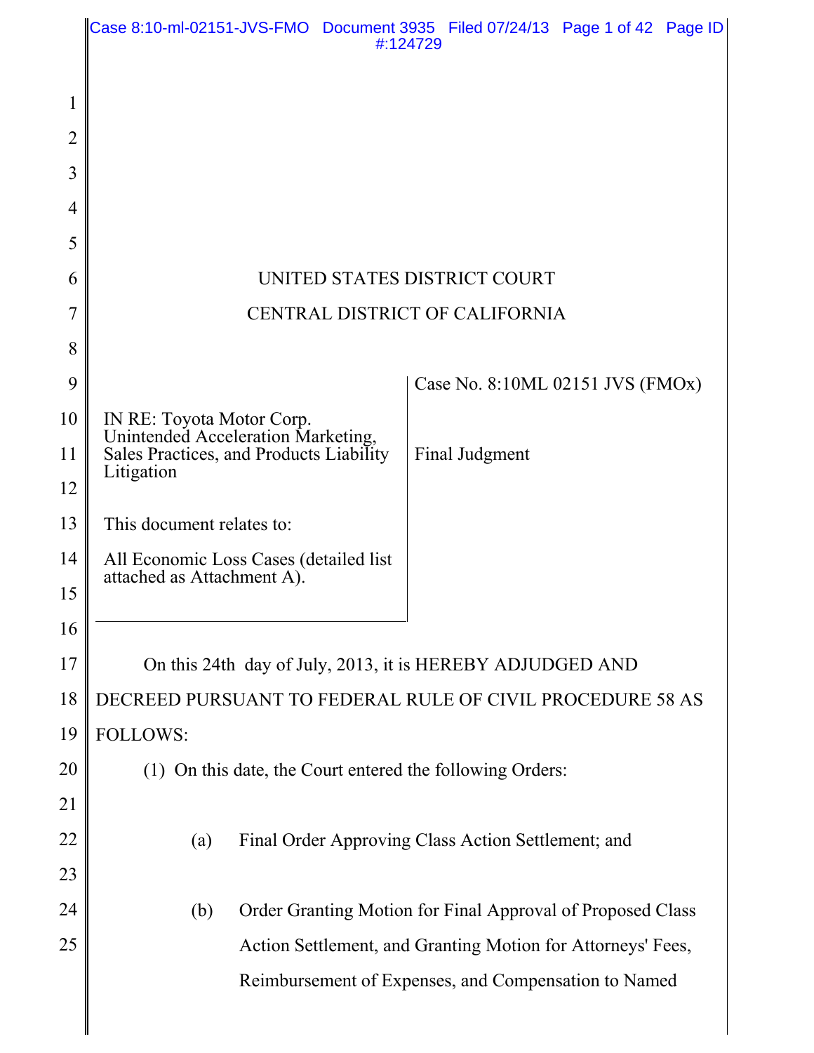UNITED STATES DISTRICT COURT

CENTRAL DISTRICT OF CALIFORNIA

| IN RE: Toyota Motor Corp. Unintended Acceleration Marketing, Sales Practices, and Products Liability Litigation<br><br>This document relates to:<br><br>All Economic Loss Cases (detailed list attached as Attachment A). | Case No. 8:10ML 02151 JVS (FMOx)<br><br>Final Judgment |
|---|---|

On this 24th day of July, 2013, it is HEREBY ADJUDGED AND DECREED PURSUANT TO FEDERAL RULE OF CIVIL PROCEDURE 58 AS FOLLOWS:

(1) On this date, the Court entered the following Orders:

(a) Final Order Approving Class Action Settlement; and

(b) Order Granting Motion for Final Approval of Proposed Class Action Settlement, and Granting Motion for Attorneys' Fees, Reimbursement of Expenses, and Compensation to Named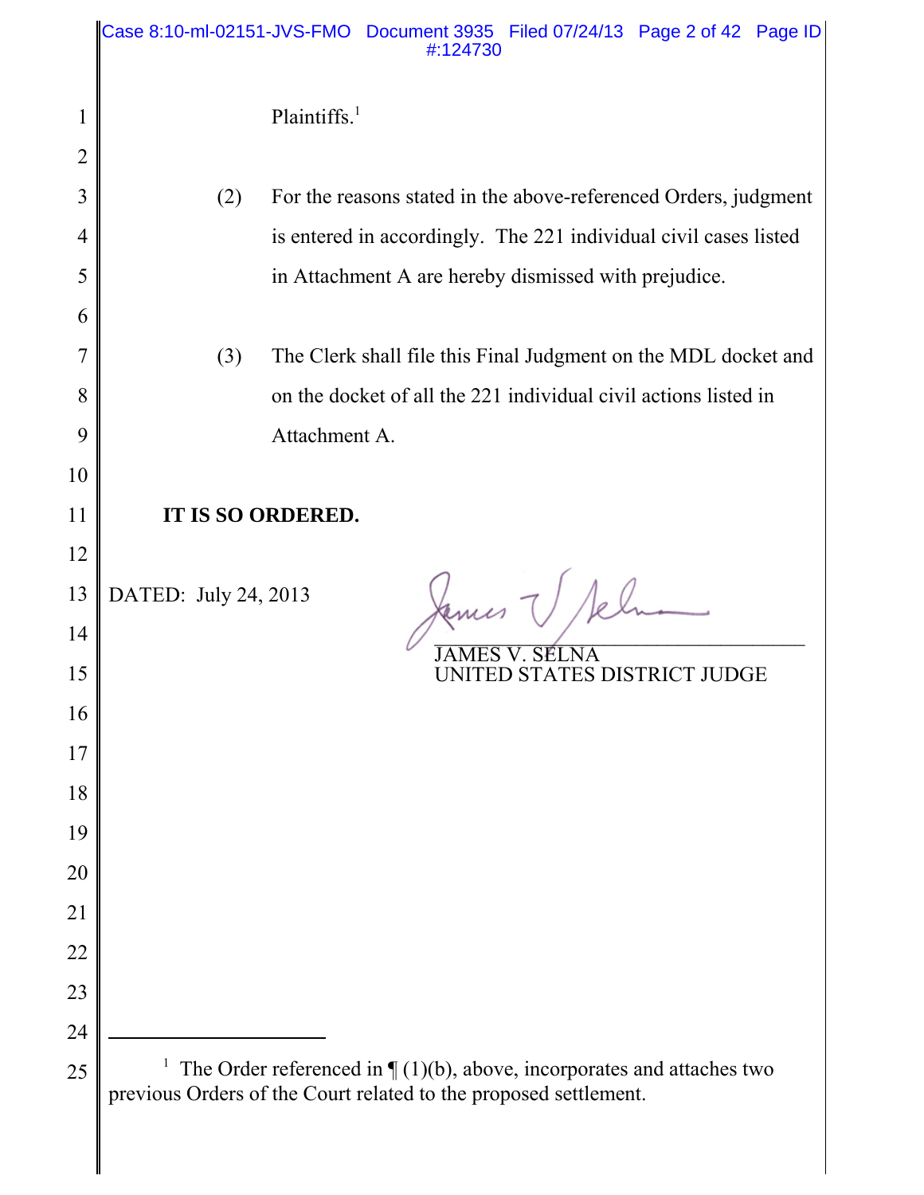Plaintiffs.[1]

(2) For the reasons stated in the above-referenced Orders, judgment is entered in accordingly. The 221 individual civil cases listed in Attachment A are hereby dismissed with prejudice.

(3) The Clerk shall file this Final Judgment on the MDL docket and on the docket of all the 221 individual civil actions listed in Attachment A.

**IT IS SO ORDERED.**

DATED: July 24, 2013

JAMES V. SELNA
UNITED STATES DISTRICT JUDGE

---

[1] The Order referenced in ¶ (1)(b), above, incorporates and attaches two previous Orders of the Court related to the proposed settlement.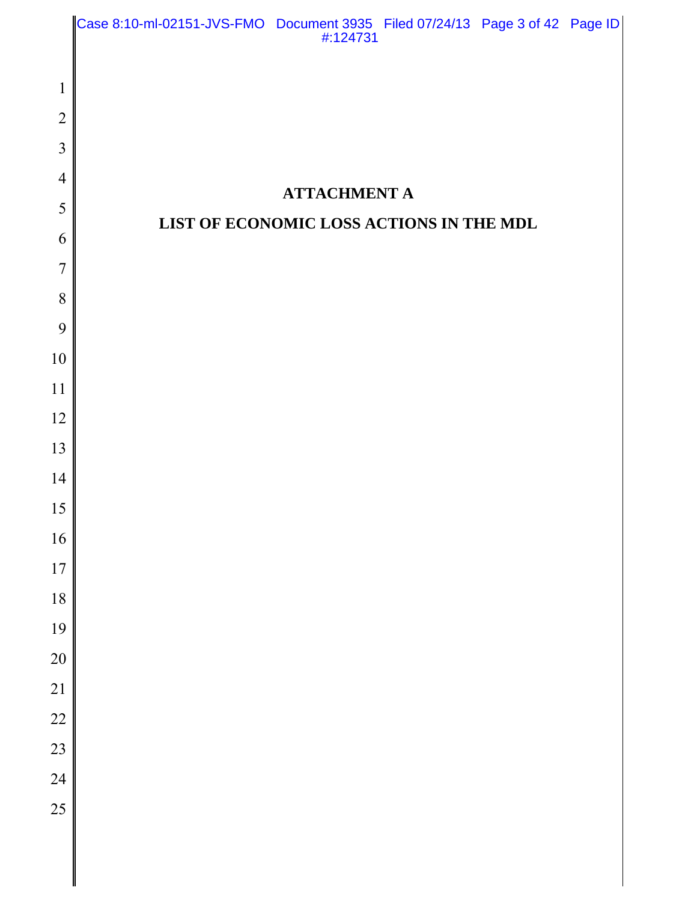# ATTACHMENT A

# LIST OF ECONOMIC LOSS ACTIONS IN THE MDL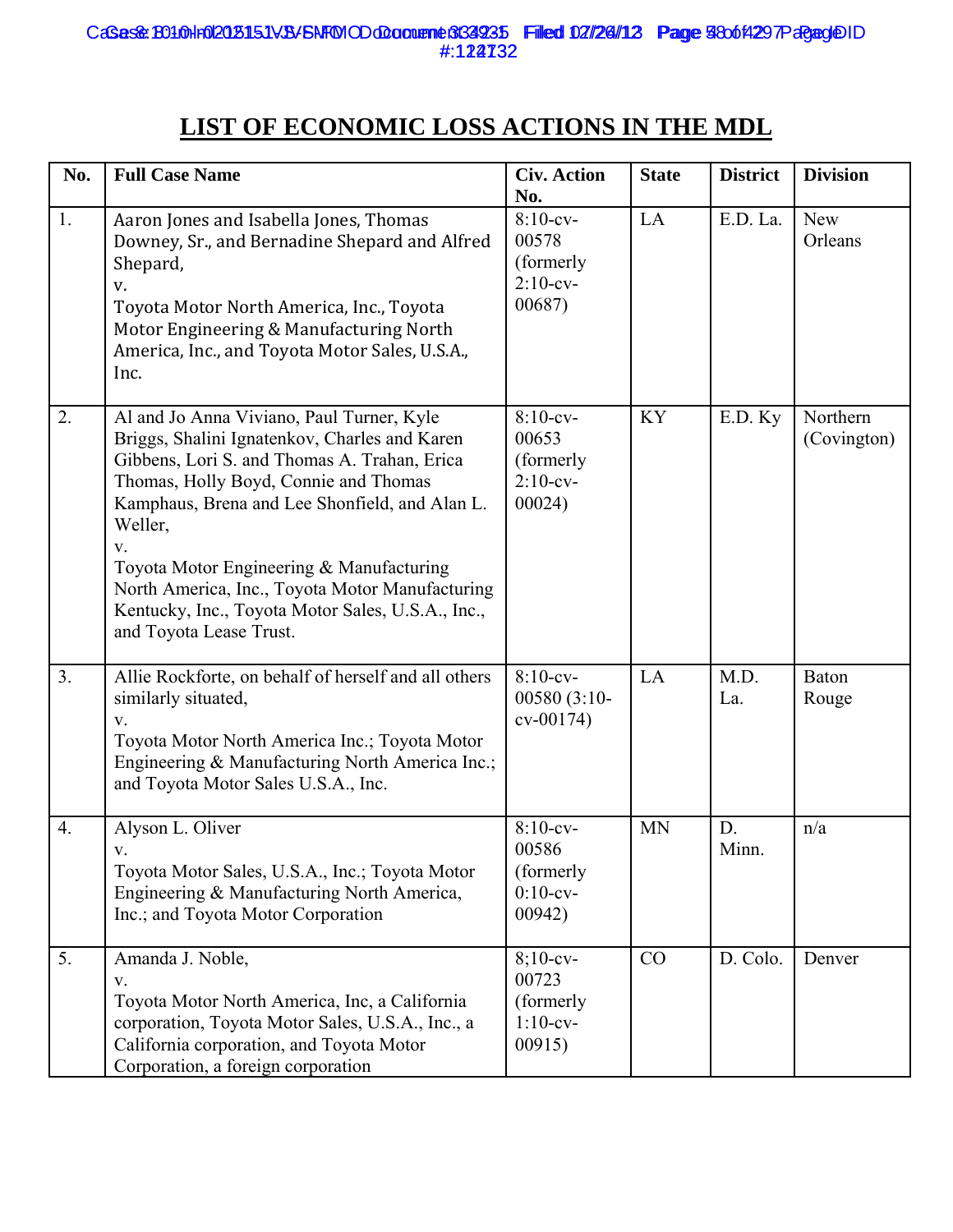## LIST OF ECONOMIC LOSS ACTIONS IN THE MDL

| No. | Full Case Name | Civ. Action No. | State | District | Division |
|---|---|---|---|---|---|
| 1. | Aaron Jones and Isabella Jones, Thomas Downey, Sr., and Bernadine Shepard and Alfred Shepard, v. Toyota Motor North America, Inc., Toyota Motor Engineering & Manufacturing North America, Inc., and Toyota Motor Sales, U.S.A., Inc. | 8:10-cv-00578 (formerly 2:10-cv-00687) | LA | E.D. La. | New Orleans |
| 2. | Al and Jo Anna Viviano, Paul Turner, Kyle Briggs, Shalini Ignatenkov, Charles and Karen Gibbens, Lori S. and Thomas A. Trahan, Erica Thomas, Holly Boyd, Connie and Thomas Kamphaus, Brena and Lee Shonfield, and Alan L. Weller, v. Toyota Motor Engineering & Manufacturing North America, Inc., Toyota Motor Manufacturing Kentucky, Inc., Toyota Motor Sales, U.S.A., Inc., and Toyota Lease Trust. | 8:10-cv-00653 (formerly 2:10-cv-00024) | KY | E.D. Ky | Northern (Covington) |
| 3. | Allie Rockforte, on behalf of herself and all others similarly situated, v. Toyota Motor North America Inc.; Toyota Motor Engineering & Manufacturing North America Inc.; and Toyota Motor Sales U.S.A., Inc. | 8:10-cv-00580 (3:10-cv-00174) | LA | M.D. La. | Baton Rouge |
| 4. | Alyson L. Oliver v. Toyota Motor Sales, U.S.A., Inc.; Toyota Motor Engineering & Manufacturing North America, Inc.; and Toyota Motor Corporation | 8:10-cv-00586 (formerly 0:10-cv-00942) | MN | D. Minn. | n/a |
| 5. | Amanda J. Noble, v. Toyota Motor North America, Inc, a California corporation, Toyota Motor Sales, U.S.A., Inc., a California corporation, and Toyota Motor Corporation, a foreign corporation | 8;10-cv-00723 (formerly 1:10-cv-00915) | CO | D. Colo. | Denver |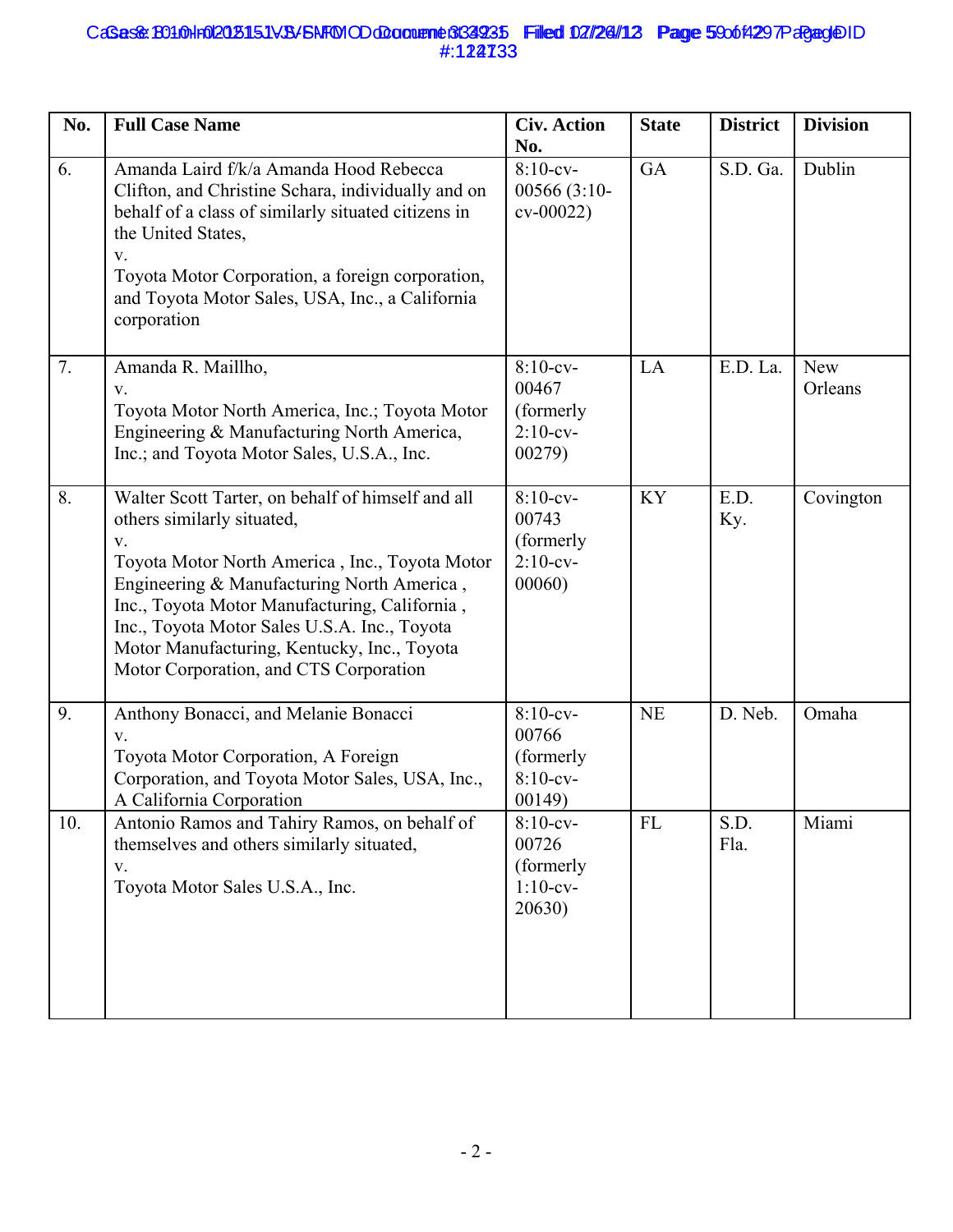| No. | Full Case Name | Civ. Action No. | State | District | Division |
|---|---|---|---|---|---|
| 6. | Amanda Laird f/k/a Amanda Hood Rebecca Clifton, and Christine Schara, individually and on behalf of a class of similarly situated citizens in the United States, v. Toyota Motor Corporation, a foreign corporation, and Toyota Motor Sales, USA, Inc., a California corporation | 8:10-cv-00566 (3:10-cv-00022) | GA | S.D. Ga. | Dublin |
| 7. | Amanda R. Maillho, v. Toyota Motor North America, Inc.; Toyota Motor Engineering & Manufacturing North America, Inc.; and Toyota Motor Sales, U.S.A., Inc. | 8:10-cv-00467 (formerly 2:10-cv-00279) | LA | E.D. La. | New Orleans |
| 8. | Walter Scott Tarter, on behalf of himself and all others similarly situated, v. Toyota Motor North America , Inc., Toyota Motor Engineering & Manufacturing North America , Inc., Toyota Motor Manufacturing, California , Inc., Toyota Motor Sales U.S.A. Inc., Toyota Motor Manufacturing, Kentucky, Inc., Toyota Motor Corporation, and CTS Corporation | 8:10-cv-00743 (formerly 2:10-cv-00060) | KY | E.D. Ky. | Covington |
| 9. | Anthony Bonacci, and Melanie Bonacci v. Toyota Motor Corporation, A Foreign Corporation, and Toyota Motor Sales, USA, Inc., A California Corporation | 8:10-cv-00766 (formerly 8:10-cv-00149) | NE | D. Neb. | Omaha |
| 10. | Antonio Ramos and Tahiry Ramos, on behalf of themselves and others similarly situated, v. Toyota Motor Sales U.S.A., Inc. | 8:10-cv-00726 (formerly 1:10-cv-20630) | FL | S.D. Fla. | Miami |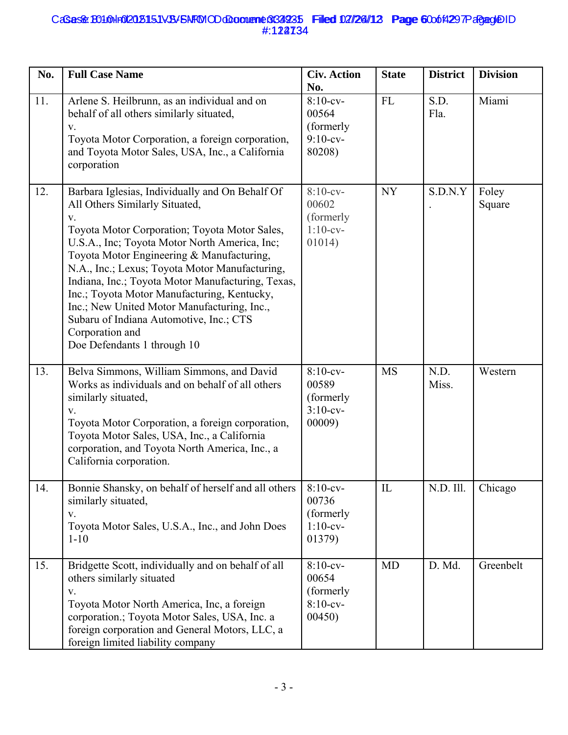| No. | Full Case Name | Civ. Action No. | State | District | Division |
|---|---|---|---|---|---|
| 11. | Arlene S. Heilbrunn, as an individual and on behalf of all others similarly situated, v. Toyota Motor Corporation, a foreign corporation, and Toyota Motor Sales, USA, Inc., a California corporation | 8:10-cv-00564 (formerly 9:10-cv-80208) | FL | S.D. Fla. | Miami |
| 12. | Barbara Iglesias, Individually and On Behalf Of All Others Similarly Situated, v. Toyota Motor Corporation; Toyota Motor Sales, U.S.A., Inc; Toyota Motor North America, Inc; Toyota Motor Engineering & Manufacturing, N.A., Inc.; Lexus; Toyota Motor Manufacturing, Indiana, Inc.; Toyota Motor Manufacturing, Texas, Inc.; Toyota Motor Manufacturing, Kentucky, Inc.; New United Motor Manufacturing, Inc., Subaru of Indiana Automotive, Inc.; CTS Corporation and Doe Defendants 1 through 10 | 8:10-cv-00602 (formerly 1:10-cv-01014) | NY | S.D.N.Y. | Foley Square |
| 13. | Belva Simmons, William Simmons, and David Works as individuals and on behalf of all others similarly situated, v. Toyota Motor Corporation, a foreign corporation, Toyota Motor Sales, USA, Inc., a California corporation, and Toyota North America, Inc., a California corporation. | 8:10-cv-00589 (formerly 3:10-cv-00009) | MS | N.D. Miss. | Western |
| 14. | Bonnie Shansky, on behalf of herself and all others similarly situated, v. Toyota Motor Sales, U.S.A., Inc., and John Does 1-10 | 8:10-cv-00736 (formerly 1:10-cv-01379) | IL | N.D. Ill. | Chicago |
| 15. | Bridgette Scott, individually and on behalf of all others similarly situated v. Toyota Motor North America, Inc, a foreign corporation.; Toyota Motor Sales, USA, Inc. a foreign corporation and General Motors, LLC, a foreign limited liability company | 8:10-cv-00654 (formerly 8:10-cv-00450) | MD | D. Md. | Greenbelt |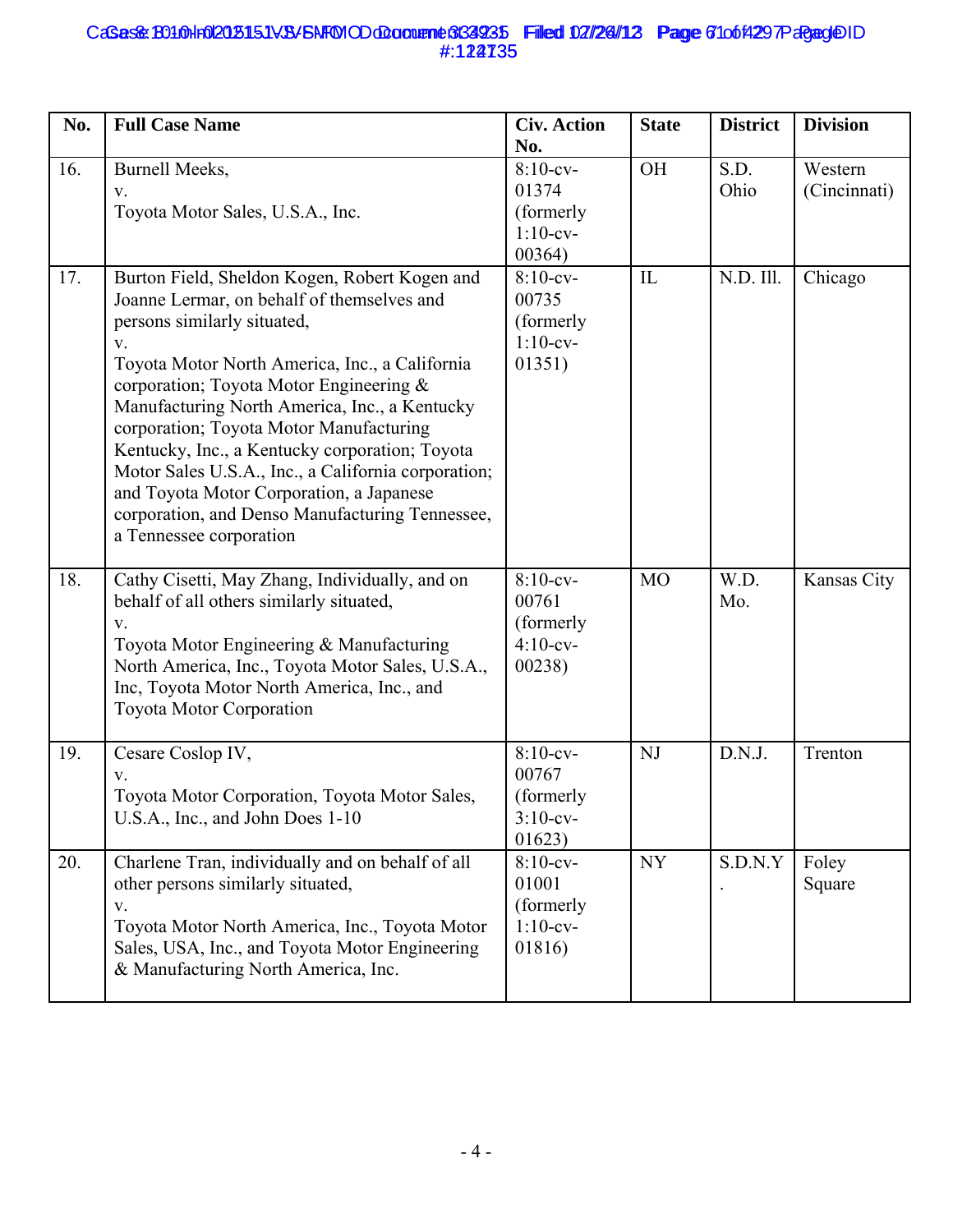| No. | Full Case Name | Civ. Action No. | State | District | Division |
|---|---|---|---|---|---|
| 16. | Burnell Meeks, v. Toyota Motor Sales, U.S.A., Inc. | 8:10-cv-01374 (formerly 1:10-cv-00364) | OH | S.D. Ohio | Western (Cincinnati) |
| 17. | Burton Field, Sheldon Kogen, Robert Kogen and Joanne Lermar, on behalf of themselves and persons similarly situated, v. Toyota Motor North America, Inc., a California corporation; Toyota Motor Engineering & Manufacturing North America, Inc., a Kentucky corporation; Toyota Motor Manufacturing Kentucky, Inc., a Kentucky corporation; Toyota Motor Sales U.S.A., Inc., a California corporation; and Toyota Motor Corporation, a Japanese corporation, and Denso Manufacturing Tennessee, a Tennessee corporation | 8:10-cv-00735 (formerly 1:10-cv-01351) | IL | N.D. Ill. | Chicago |
| 18. | Cathy Cisetti, May Zhang, Individually, and on behalf of all others similarly situated, v. Toyota Motor Engineering & Manufacturing North America, Inc., Toyota Motor Sales, U.S.A., Inc, Toyota Motor North America, Inc., and Toyota Motor Corporation | 8:10-cv-00761 (formerly 4:10-cv-00238) | MO | W.D. Mo. | Kansas City |
| 19. | Cesare Coslop IV, v. Toyota Motor Corporation, Toyota Motor Sales, U.S.A., Inc., and John Does 1-10 | 8:10-cv-00767 (formerly 3:10-cv-01623) | NJ | D.N.J. | Trenton |
| 20. | Charlene Tran, individually and on behalf of all other persons similarly situated, v. Toyota Motor North America, Inc., Toyota Motor Sales, USA, Inc., and Toyota Motor Engineering & Manufacturing North America, Inc. | 8:10-cv-01001 (formerly 1:10-cv-01816) | NY | S.D.N.Y. | Foley Square |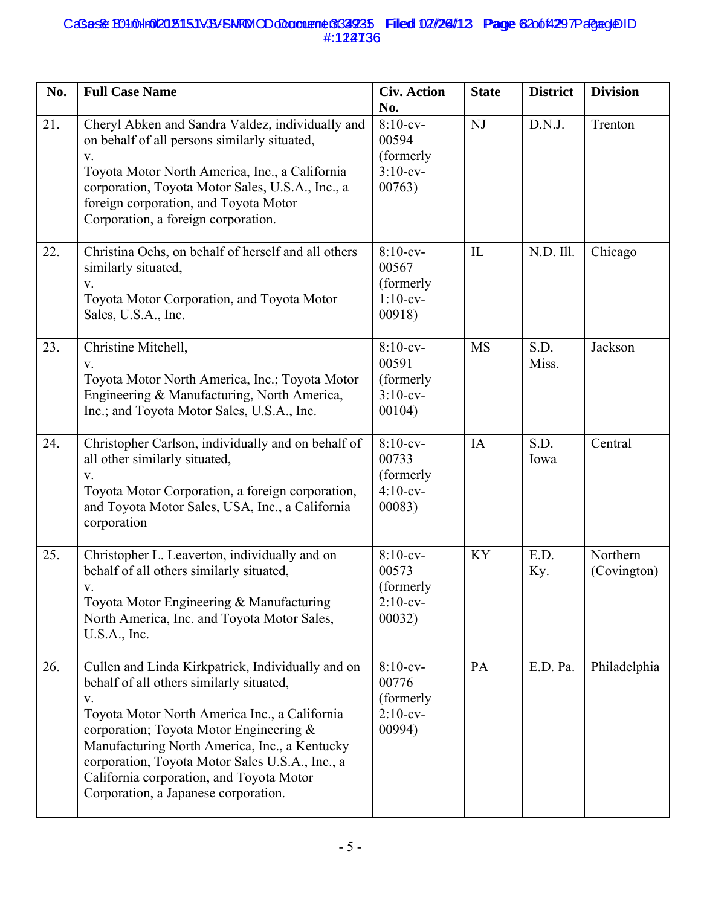| No. | Full Case Name | Civ. Action No. | State | District | Division |
|---|---|---|---|---|---|
| 21. | Cheryl Abken and Sandra Valdez, individually and on behalf of all persons similarly situated, v. Toyota Motor North America, Inc., a California corporation, Toyota Motor Sales, U.S.A., Inc., a foreign corporation, and Toyota Motor Corporation, a foreign corporation. | 8:10-cv-00594 (formerly 3:10-cv-00763) | NJ | D.N.J. | Trenton |
| 22. | Christina Ochs, on behalf of herself and all others similarly situated, v. Toyota Motor Corporation, and Toyota Motor Sales, U.S.A., Inc. | 8:10-cv-00567 (formerly 1:10-cv-00918) | IL | N.D. Ill. | Chicago |
| 23. | Christine Mitchell, v. Toyota Motor North America, Inc.; Toyota Motor Engineering & Manufacturing, North America, Inc.; and Toyota Motor Sales, U.S.A., Inc. | 8:10-cv-00591 (formerly 3:10-cv-00104) | MS | S.D. Miss. | Jackson |
| 24. | Christopher Carlson, individually and on behalf of all other similarly situated, v. Toyota Motor Corporation, a foreign corporation, and Toyota Motor Sales, USA, Inc., a California corporation | 8:10-cv-00733 (formerly 4:10-cv-00083) | IA | S.D. Iowa | Central |
| 25. | Christopher L. Leaverton, individually and on behalf of all others similarly situated, v. Toyota Motor Engineering & Manufacturing North America, Inc. and Toyota Motor Sales, U.S.A., Inc. | 8:10-cv-00573 (formerly 2:10-cv-00032) | KY | E.D. Ky. | Northern (Covington) |
| 26. | Cullen and Linda Kirkpatrick, Individually and on behalf of all others similarly situated, v. Toyota Motor North America Inc., a California corporation; Toyota Motor Engineering & Manufacturing North America, Inc., a Kentucky corporation, Toyota Motor Sales U.S.A., Inc., a California corporation, and Toyota Motor Corporation, a Japanese corporation. | 8:10-cv-00776 (formerly 2:10-cv-00994) | PA | E.D. Pa. | Philadelphia |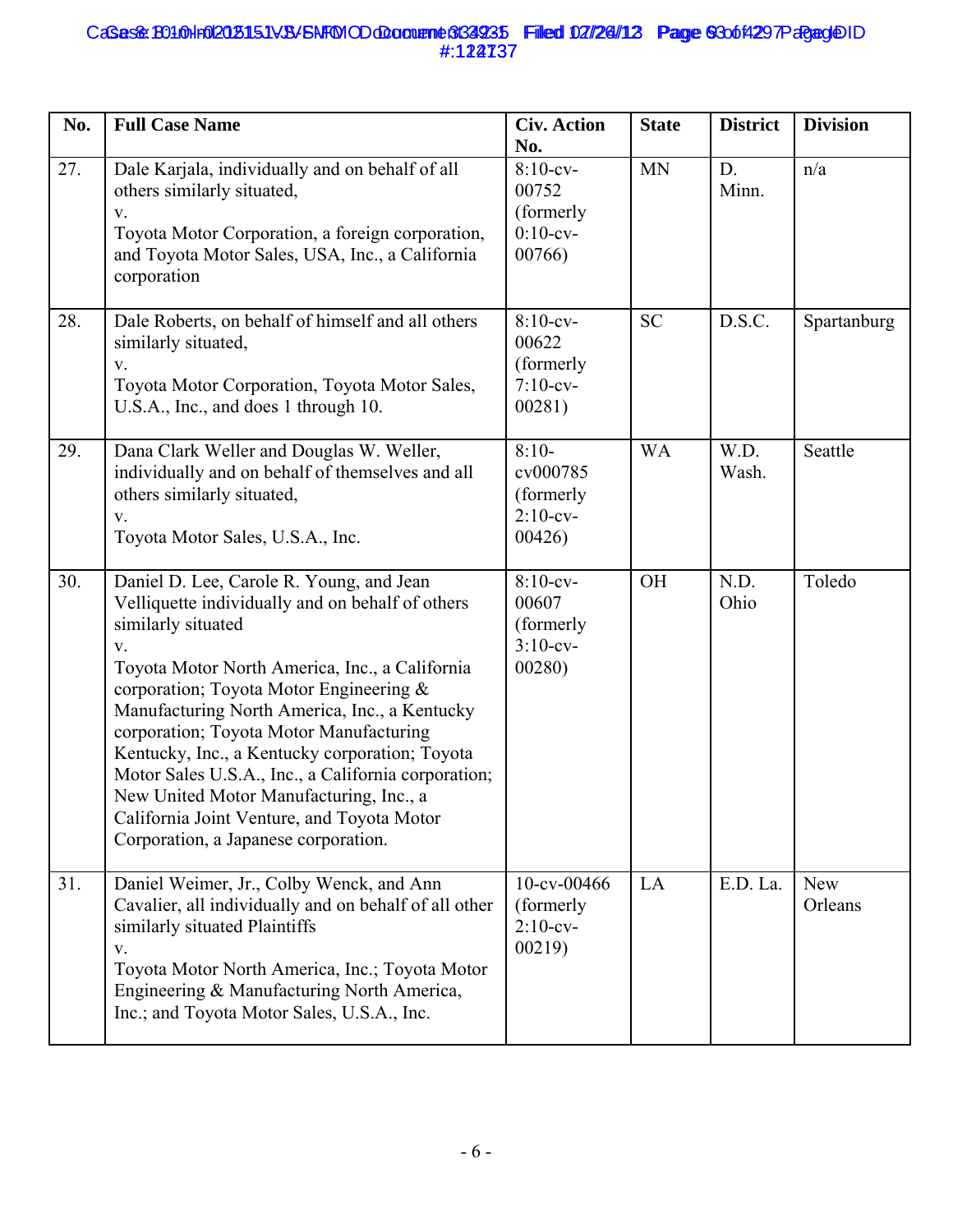| No. | Full Case Name | Civ. Action No. | State | District | Division |
|---|---|---|---|---|---|
| 27. | Dale Karjala, individually and on behalf of all others similarly situated, v. Toyota Motor Corporation, a foreign corporation, and Toyota Motor Sales, USA, Inc., a California corporation | 8:10-cv-00752 (formerly 0:10-cv-00766) | MN | D. Minn. | n/a |
| 28. | Dale Roberts, on behalf of himself and all others similarly situated, v. Toyota Motor Corporation, Toyota Motor Sales, U.S.A., Inc., and does 1 through 10. | 8:10-cv-00622 (formerly 7:10-cv-00281) | SC | D.S.C. | Spartanburg |
| 29. | Dana Clark Weller and Douglas W. Weller, individually and on behalf of themselves and all others similarly situated, v. Toyota Motor Sales, U.S.A., Inc. | 8:10-cv000785 (formerly 2:10-cv-00426) | WA | W.D. Wash. | Seattle |
| 30. | Daniel D. Lee, Carole R. Young, and Jean Velliquette individually and on behalf of others similarly situated v. Toyota Motor North America, Inc., a California corporation; Toyota Motor Engineering & Manufacturing North America, Inc., a Kentucky corporation; Toyota Motor Manufacturing Kentucky, Inc., a Kentucky corporation; Toyota Motor Sales U.S.A., Inc., a California corporation; New United Motor Manufacturing, Inc., a California Joint Venture, and Toyota Motor Corporation, a Japanese corporation. | 8:10-cv-00607 (formerly 3:10-cv-00280) | OH | N.D. Ohio | Toledo |
| 31. | Daniel Weimer, Jr., Colby Wenck, and Ann Cavalier, all individually and on behalf of all other similarly situated Plaintiffs v. Toyota Motor North America, Inc.; Toyota Motor Engineering & Manufacturing North America, Inc.; and Toyota Motor Sales, U.S.A., Inc. | 10-cv-00466 (formerly 2:10-cv-00219) | LA | E.D. La. | New Orleans |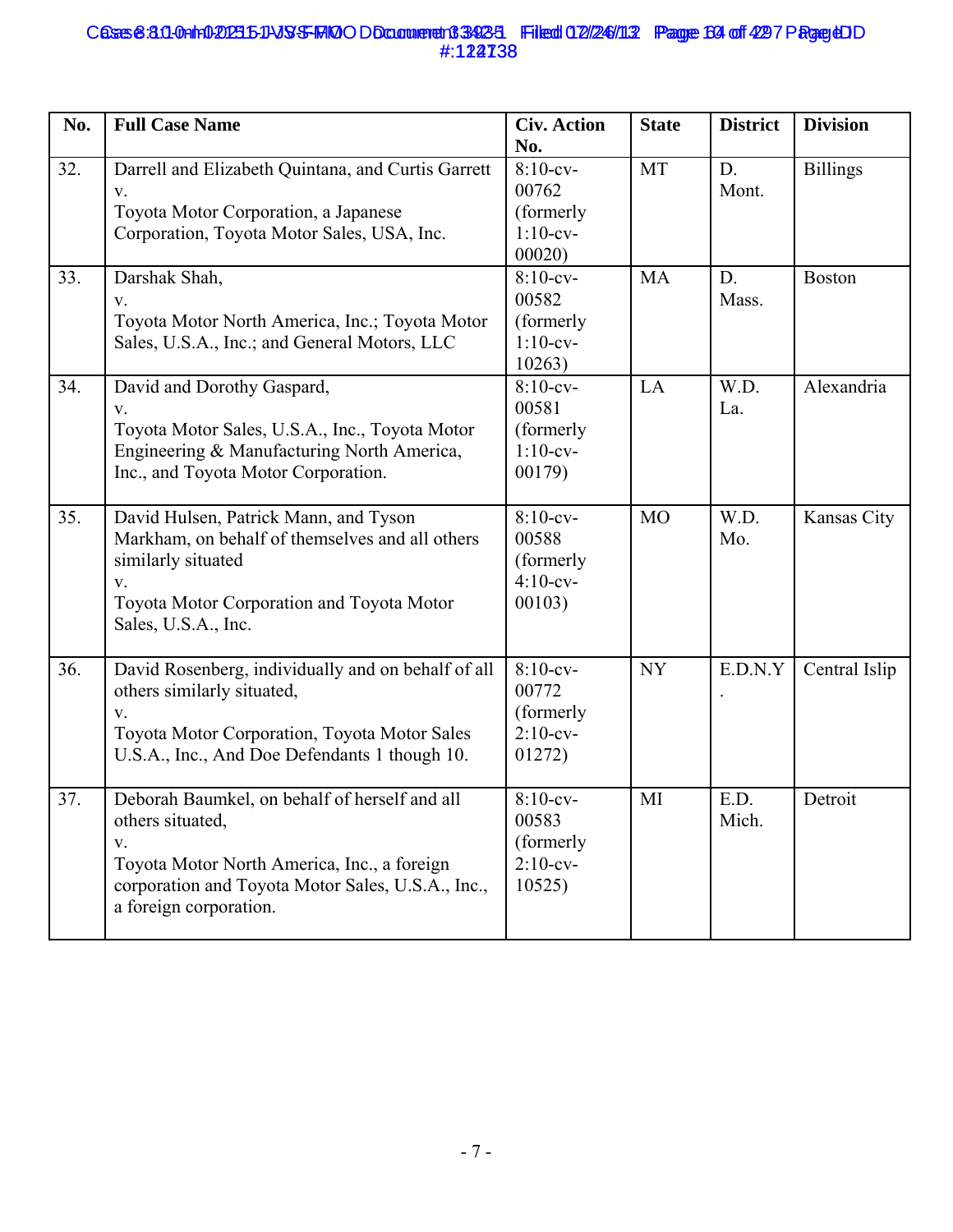| No. | Full Case Name | Civ. Action No. | State | District | Division |
|---|---|---|---|---|---|
| 32. | Darrell and Elizabeth Quintana, and Curtis Garrett v. Toyota Motor Corporation, a Japanese Corporation, Toyota Motor Sales, USA, Inc. | 8:10-cv-00762 (formerly 1:10-cv-00020) | MT | D. Mont. | Billings |
| 33. | Darshak Shah, v. Toyota Motor North America, Inc.; Toyota Motor Sales, U.S.A., Inc.; and General Motors, LLC | 8:10-cv-00582 (formerly 1:10-cv-10263) | MA | D. Mass. | Boston |
| 34. | David and Dorothy Gaspard, v. Toyota Motor Sales, U.S.A., Inc., Toyota Motor Engineering & Manufacturing North America, Inc., and Toyota Motor Corporation. | 8:10-cv-00581 (formerly 1:10-cv-00179) | LA | W.D. La. | Alexandria |
| 35. | David Hulsen, Patrick Mann, and Tyson Markham, on behalf of themselves and all others similarly situated v. Toyota Motor Corporation and Toyota Motor Sales, U.S.A., Inc. | 8:10-cv-00588 (formerly 4:10-cv-00103) | MO | W.D. Mo. | Kansas City |
| 36. | David Rosenberg, individually and on behalf of all others similarly situated, v. Toyota Motor Corporation, Toyota Motor Sales U.S.A., Inc., And Doe Defendants 1 though 10. | 8:10-cv-00772 (formerly 2:10-cv-01272) | NY | E.D.N.Y. | Central Islip |
| 37. | Deborah Baumkel, on behalf of herself and all others situated, v. Toyota Motor North America, Inc., a foreign corporation and Toyota Motor Sales, U.S.A., Inc., a foreign corporation. | 8:10-cv-00583 (formerly 2:10-cv-10525) | MI | E.D. Mich. | Detroit |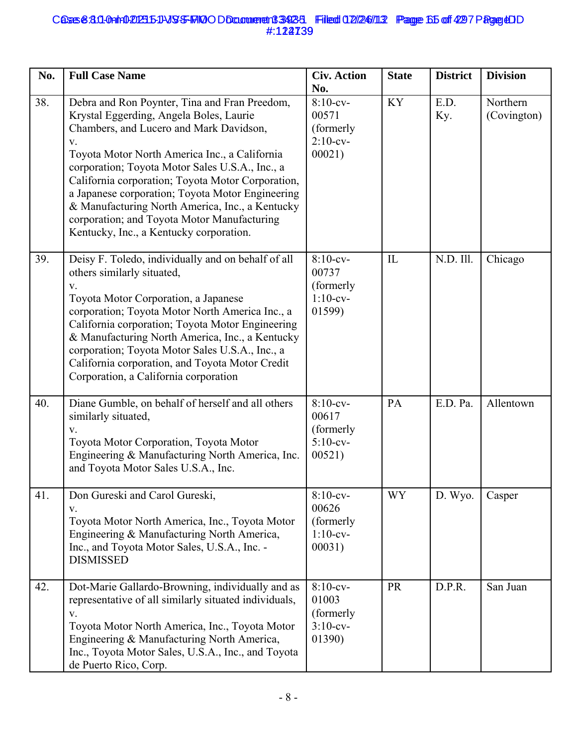| No. | Full Case Name | Civ. Action No. | State | District | Division |
|---|---|---|---|---|---|
| 38. | Debra and Ron Poynter, Tina and Fran Preedom, Krystal Eggerding, Angela Boles, Laurie Chambers, and Lucero and Mark Davidson, v. Toyota Motor North America Inc., a California corporation; Toyota Motor Sales U.S.A., Inc., a California corporation; Toyota Motor Corporation, a Japanese corporation; Toyota Motor Engineering & Manufacturing North America, Inc., a Kentucky corporation; and Toyota Motor Manufacturing Kentucky, Inc., a Kentucky corporation. | 8:10-cv-00571 (formerly 2:10-cv-00021) | KY | E.D. Ky. | Northern (Covington) |
| 39. | Deisy F. Toledo, individually and on behalf of all others similarly situated, v. Toyota Motor Corporation, a Japanese corporation; Toyota Motor North America Inc., a California corporation; Toyota Motor Engineering & Manufacturing North America, Inc., a Kentucky corporation; Toyota Motor Sales U.S.A., Inc., a California corporation, and Toyota Motor Credit Corporation, a California corporation | 8:10-cv-00737 (formerly 1:10-cv-01599) | IL | N.D. Ill. | Chicago |
| 40. | Diane Gumble, on behalf of herself and all others similarly situated, v. Toyota Motor Corporation, Toyota Motor Engineering & Manufacturing North America, Inc. and Toyota Motor Sales U.S.A., Inc. | 8:10-cv-00617 (formerly 5:10-cv-00521) | PA | E.D. Pa. | Allentown |
| 41. | Don Gureski and Carol Gureski, v. Toyota Motor North America, Inc., Toyota Motor Engineering & Manufacturing North America, Inc., and Toyota Motor Sales, U.S.A., Inc. - DISMISSED | 8:10-cv-00626 (formerly 1:10-cv-00031) | WY | D. Wyo. | Casper |
| 42. | Dot-Marie Gallardo-Browning, individually and as representative of all similarly situated individuals, v. Toyota Motor North America, Inc., Toyota Motor Engineering & Manufacturing North America, Inc., Toyota Motor Sales, U.S.A., Inc., and Toyota de Puerto Rico, Corp. | 8:10-cv-01003 (formerly 3:10-cv-01390) | PR | D.P.R. | San Juan |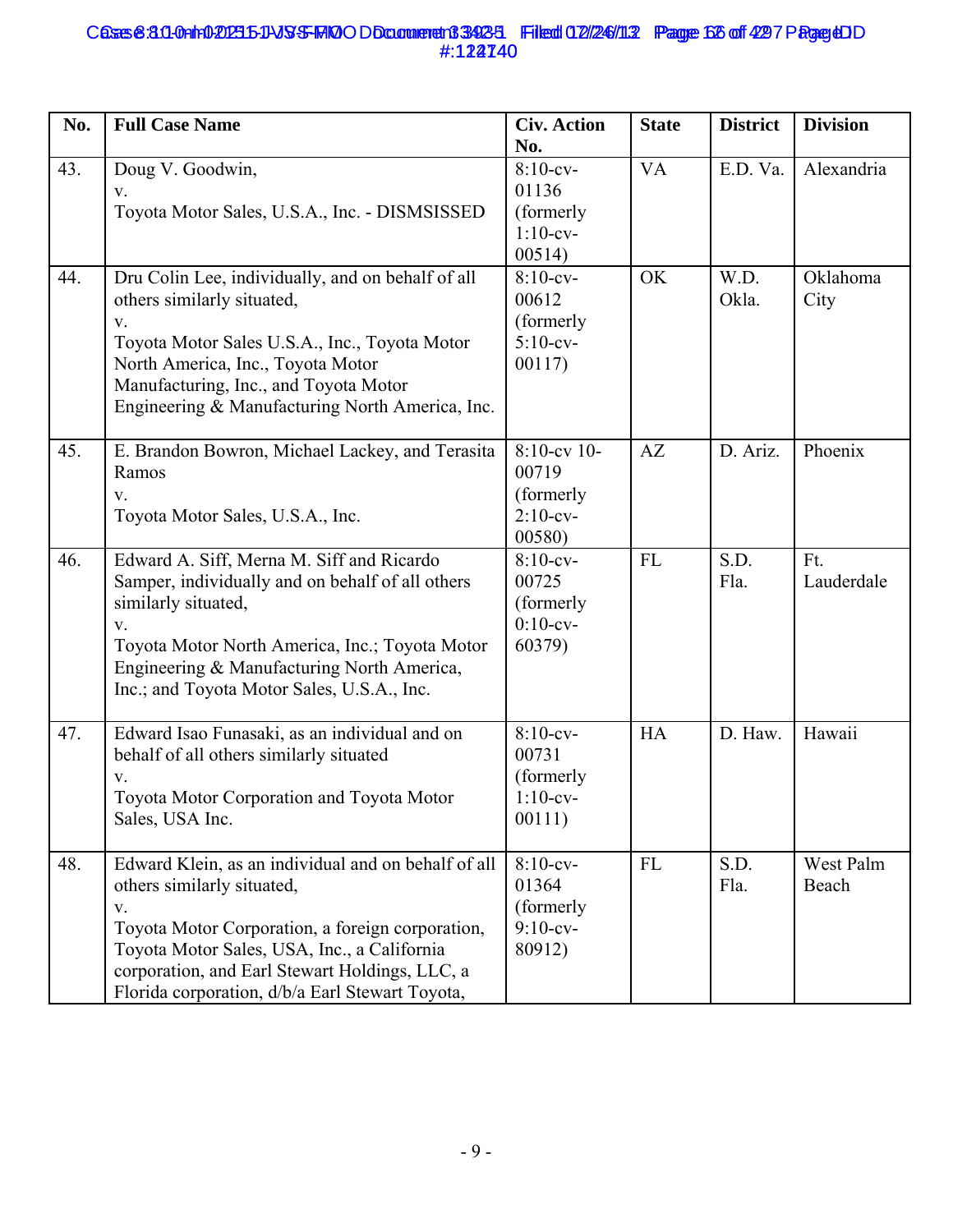| No. | Full Case Name | Civ. Action No. | State | District | Division |
|---|---|---|---|---|---|
| 43. | Doug V. Goodwin, v. Toyota Motor Sales, U.S.A., Inc. - DISMSISSED | 8:10-cv-01136 (formerly 1:10-cv-00514) | VA | E.D. Va. | Alexandria |
| 44. | Dru Colin Lee, individually, and on behalf of all others similarly situated, v. Toyota Motor Sales U.S.A., Inc., Toyota Motor North America, Inc., Toyota Motor Manufacturing, Inc., and Toyota Motor Engineering & Manufacturing North America, Inc. | 8:10-cv-00612 (formerly 5:10-cv-00117) | OK | W.D. Okla. | Oklahoma City |
| 45. | E. Brandon Bowron, Michael Lackey, and Terasita Ramos v. Toyota Motor Sales, U.S.A., Inc. | 8:10-cv 10-00719 (formerly 2:10-cv-00580) | AZ | D. Ariz. | Phoenix |
| 46. | Edward A. Siff, Merna M. Siff and Ricardo Samper, individually and on behalf of all others similarly situated, v. Toyota Motor North America, Inc.; Toyota Motor Engineering & Manufacturing North America, Inc.; and Toyota Motor Sales, U.S.A., Inc. | 8:10-cv-00725 (formerly 0:10-cv-60379) | FL | S.D. Fla. | Ft. Lauderdale |
| 47. | Edward Isao Funasaki, as an individual and on behalf of all others similarly situated v. Toyota Motor Corporation and Toyota Motor Sales, USA Inc. | 8:10-cv-00731 (formerly 1:10-cv-00111) | HA | D. Haw. | Hawaii |
| 48. | Edward Klein, as an individual and on behalf of all others similarly situated, v. Toyota Motor Corporation, a foreign corporation, Toyota Motor Sales, USA, Inc., a California corporation, and Earl Stewart Holdings, LLC, a Florida corporation, d/b/a Earl Stewart Toyota, | 8:10-cv-01364 (formerly 9:10-cv-80912) | FL | S.D. Fla. | West Palm Beach |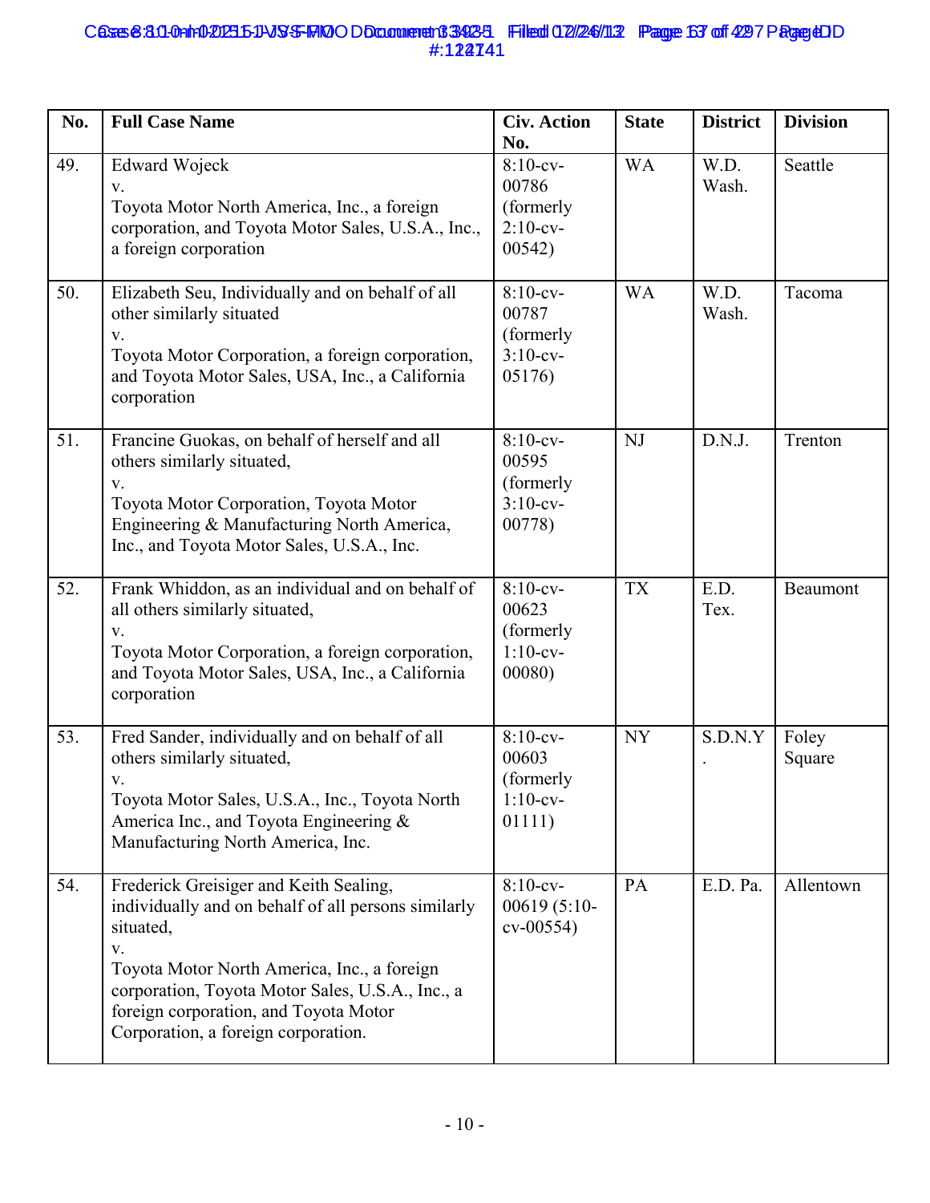| No. | Full Case Name | Civ. Action No. | State | District | Division |
|---|---|---|---|---|---|
| 49. | Edward Wojeck v. Toyota Motor North America, Inc., a foreign corporation, and Toyota Motor Sales, U.S.A., Inc., a foreign corporation | 8:10-cv-00786 (formerly 2:10-cv-00542) | WA | W.D. Wash. | Seattle |
| 50. | Elizabeth Seu, Individually and on behalf of all other similarly situated v. Toyota Motor Corporation, a foreign corporation, and Toyota Motor Sales, USA, Inc., a California corporation | 8:10-cv-00787 (formerly 3:10-cv-05176) | WA | W.D. Wash. | Tacoma |
| 51. | Francine Guokas, on behalf of herself and all others similarly situated, v. Toyota Motor Corporation, Toyota Motor Engineering & Manufacturing North America, Inc., and Toyota Motor Sales, U.S.A., Inc. | 8:10-cv-00595 (formerly 3:10-cv-00778) | NJ | D.N.J. | Trenton |
| 52. | Frank Whiddon, as an individual and on behalf of all others similarly situated, v. Toyota Motor Corporation, a foreign corporation, and Toyota Motor Sales, USA, Inc., a California corporation | 8:10-cv-00623 (formerly 1:10-cv-00080) | TX | E.D. Tex. | Beaumont |
| 53. | Fred Sander, individually and on behalf of all others similarly situated, v. Toyota Motor Sales, U.S.A., Inc., Toyota North America Inc., and Toyota Engineering & Manufacturing North America, Inc. | 8:10-cv-00603 (formerly 1:10-cv-01111) | NY | S.D.N.Y. | Foley Square |
| 54. | Frederick Greisiger and Keith Sealing, individually and on behalf of all persons similarly situated, v. Toyota Motor North America, Inc., a foreign corporation, Toyota Motor Sales, U.S.A., Inc., a foreign corporation, and Toyota Motor Corporation, a foreign corporation. | 8:10-cv-00619 (5:10-cv-00554) | PA | E.D. Pa. | Allentown |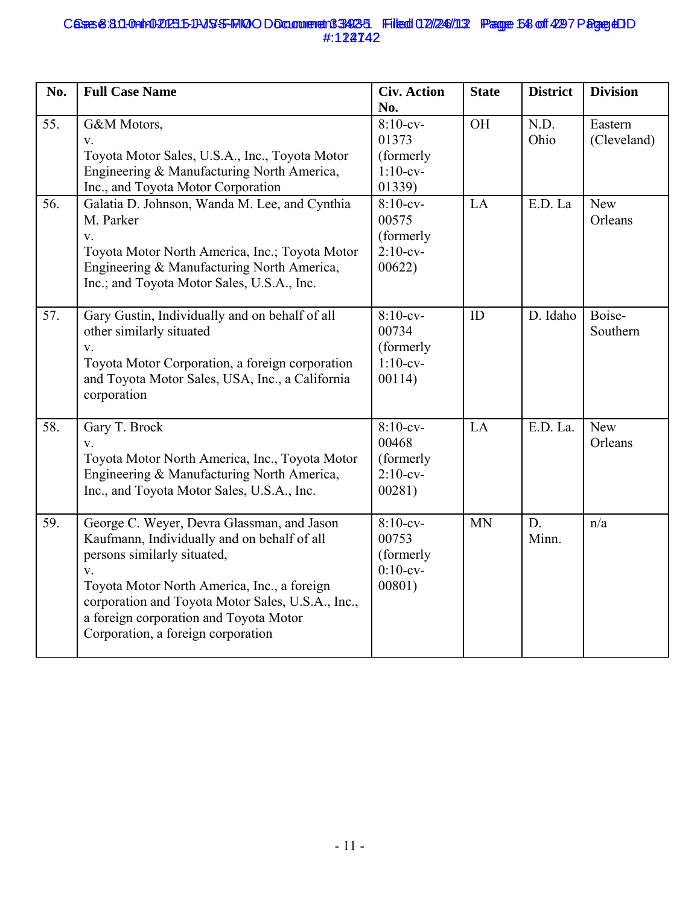| No. | Full Case Name | Civ. Action No. | State | District | Division |
|---|---|---|---|---|---|
| 55. | G&M Motors, v. Toyota Motor Sales, U.S.A., Inc., Toyota Motor Engineering & Manufacturing North America, Inc., and Toyota Motor Corporation | 8:10-cv-01373 (formerly 1:10-cv-01339) | OH | N.D. Ohio | Eastern (Cleveland) |
| 56. | Galatia D. Johnson, Wanda M. Lee, and Cynthia M. Parker v. Toyota Motor North America, Inc.; Toyota Motor Engineering & Manufacturing North America, Inc.; and Toyota Motor Sales, U.S.A., Inc. | 8:10-cv-00575 (formerly 2:10-cv-00622) | LA | E.D. La | New Orleans |
| 57. | Gary Gustin, Individually and on behalf of all other similarly situated v. Toyota Motor Corporation, a foreign corporation and Toyota Motor Sales, USA, Inc., a California corporation | 8:10-cv-00734 (formerly 1:10-cv-00114) | ID | D. Idaho | Boise-Southern |
| 58. | Gary T. Brock v. Toyota Motor North America, Inc., Toyota Motor Engineering & Manufacturing North America, Inc., and Toyota Motor Sales, U.S.A., Inc. | 8:10-cv-00468 (formerly 2:10-cv-00281) | LA | E.D. La. | New Orleans |
| 59. | George C. Weyer, Devra Glassman, and Jason Kaufmann, Individually and on behalf of all persons similarly situated, v. Toyota Motor North America, Inc., a foreign corporation and Toyota Motor Sales, U.S.A., Inc., a foreign corporation and Toyota Motor Corporation, a foreign corporation | 8:10-cv-00753 (formerly 0:10-cv-00801) | MN | D. Minn. | n/a |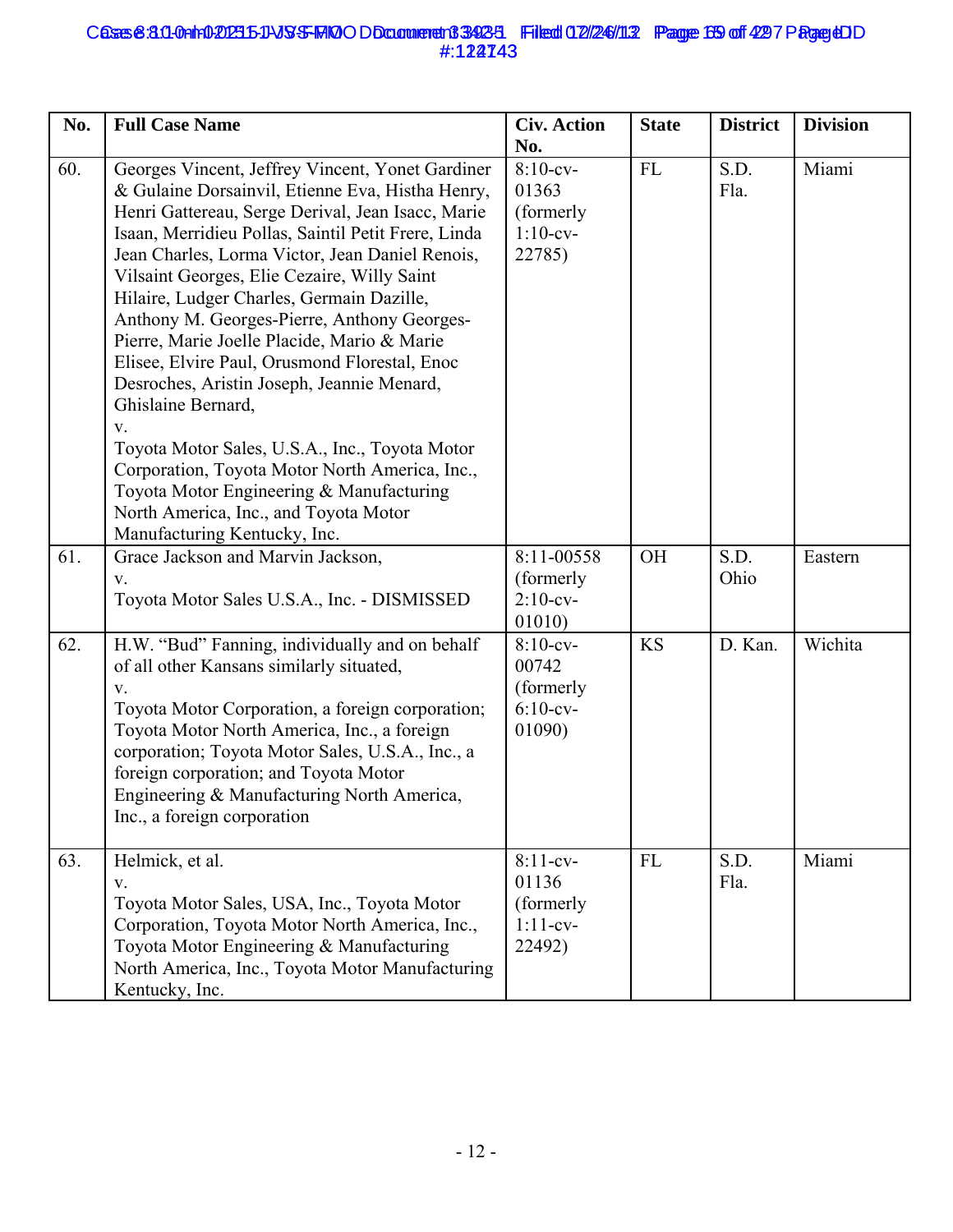| No. | Full Case Name | Civ. Action No. | State | District | Division |
|---|---|---|---|---|---|
| 60. | Georges Vincent, Jeffrey Vincent, Yonet Gardiner & Gulaine Dorsainvil, Etienne Eva, Histha Henry, Henri Gattereau, Serge Derival, Jean Isacc, Marie Isaan, Merridieu Pollas, Saintil Petit Frere, Linda Jean Charles, Lorma Victor, Jean Daniel Renois, Vilsaint Georges, Elie Cezaire, Willy Saint Hilaire, Ludger Charles, Germain Dazille, Anthony M. Georges-Pierre, Anthony Georges-Pierre, Marie Joelle Placide, Mario & Marie Elisee, Elvire Paul, Orusmond Florestal, Enoc Desroches, Aristin Joseph, Jeannie Menard, Ghislaine Bernard, v. Toyota Motor Sales, U.S.A., Inc., Toyota Motor Corporation, Toyota Motor North America, Inc., Toyota Motor Engineering & Manufacturing North America, Inc., and Toyota Motor Manufacturing Kentucky, Inc. | 8:10-cv-01363 (formerly 1:10-cv-22785) | FL | S.D. Fla. | Miami |
| 61. | Grace Jackson and Marvin Jackson, v. Toyota Motor Sales U.S.A., Inc. - DISMISSED | 8:11-00558 (formerly 2:10-cv-01010) | OH | S.D. Ohio | Eastern |
| 62. | H.W. "Bud" Fanning, individually and on behalf of all other Kansans similarly situated, v. Toyota Motor Corporation, a foreign corporation; Toyota Motor North America, Inc., a foreign corporation; Toyota Motor Sales, U.S.A., Inc., a foreign corporation; and Toyota Motor Engineering & Manufacturing North America, Inc., a foreign corporation | 8:10-cv-00742 (formerly 6:10-cv-01090) | KS | D. Kan. | Wichita |
| 63. | Helmick, et al. v. Toyota Motor Sales, USA, Inc., Toyota Motor Corporation, Toyota Motor North America, Inc., Toyota Motor Engineering & Manufacturing North America, Inc., Toyota Motor Manufacturing Kentucky, Inc. | 8:11-cv-01136 (formerly 1:11-cv-22492) | FL | S.D. Fla. | Miami |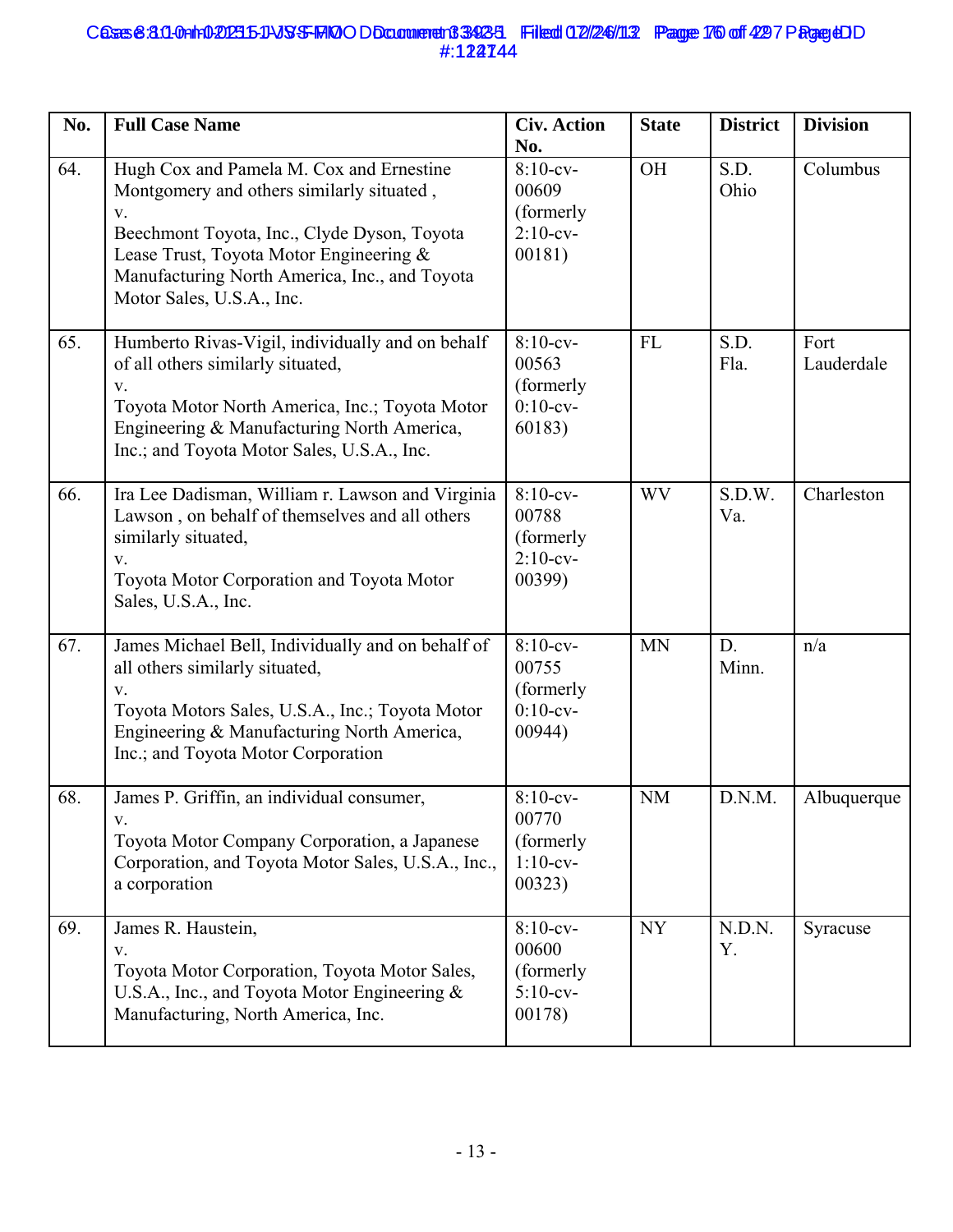| No. | Full Case Name | Civ. Action No. | State | District | Division |
|---|---|---|---|---|---|
| 64. | Hugh Cox and Pamela M. Cox and Ernestine Montgomery and others similarly situated , v. Beechmont Toyota, Inc., Clyde Dyson, Toyota Lease Trust, Toyota Motor Engineering & Manufacturing North America, Inc., and Toyota Motor Sales, U.S.A., Inc. | 8:10-cv-00609 (formerly 2:10-cv-00181) | OH | S.D. Ohio | Columbus |
| 65. | Humberto Rivas-Vigil, individually and on behalf of all others similarly situated, v. Toyota Motor North America, Inc.; Toyota Motor Engineering & Manufacturing North America, Inc.; and Toyota Motor Sales, U.S.A., Inc. | 8:10-cv-00563 (formerly 0:10-cv-60183) | FL | S.D. Fla. | Fort Lauderdale |
| 66. | Ira Lee Dadisman, William r. Lawson and Virginia Lawson , on behalf of themselves and all others similarly situated, v. Toyota Motor Corporation and Toyota Motor Sales, U.S.A., Inc. | 8:10-cv-00788 (formerly 2:10-cv-00399) | WV | S.D.W. Va. | Charleston |
| 67. | James Michael Bell, Individually and on behalf of all others similarly situated, v. Toyota Motors Sales, U.S.A., Inc.; Toyota Motor Engineering & Manufacturing North America, Inc.; and Toyota Motor Corporation | 8:10-cv-00755 (formerly 0:10-cv-00944) | MN | D. Minn. | n/a |
| 68. | James P. Griffin, an individual consumer, v. Toyota Motor Company Corporation, a Japanese Corporation, and Toyota Motor Sales, U.S.A., Inc., a corporation | 8:10-cv-00770 (formerly 1:10-cv-00323) | NM | D.N.M. | Albuquerque |
| 69. | James R. Haustein, v. Toyota Motor Corporation, Toyota Motor Sales, U.S.A., Inc., and Toyota Motor Engineering & Manufacturing, North America, Inc. | 8:10-cv-00600 (formerly 5:10-cv-00178) | NY | N.D.N.Y. | Syracuse |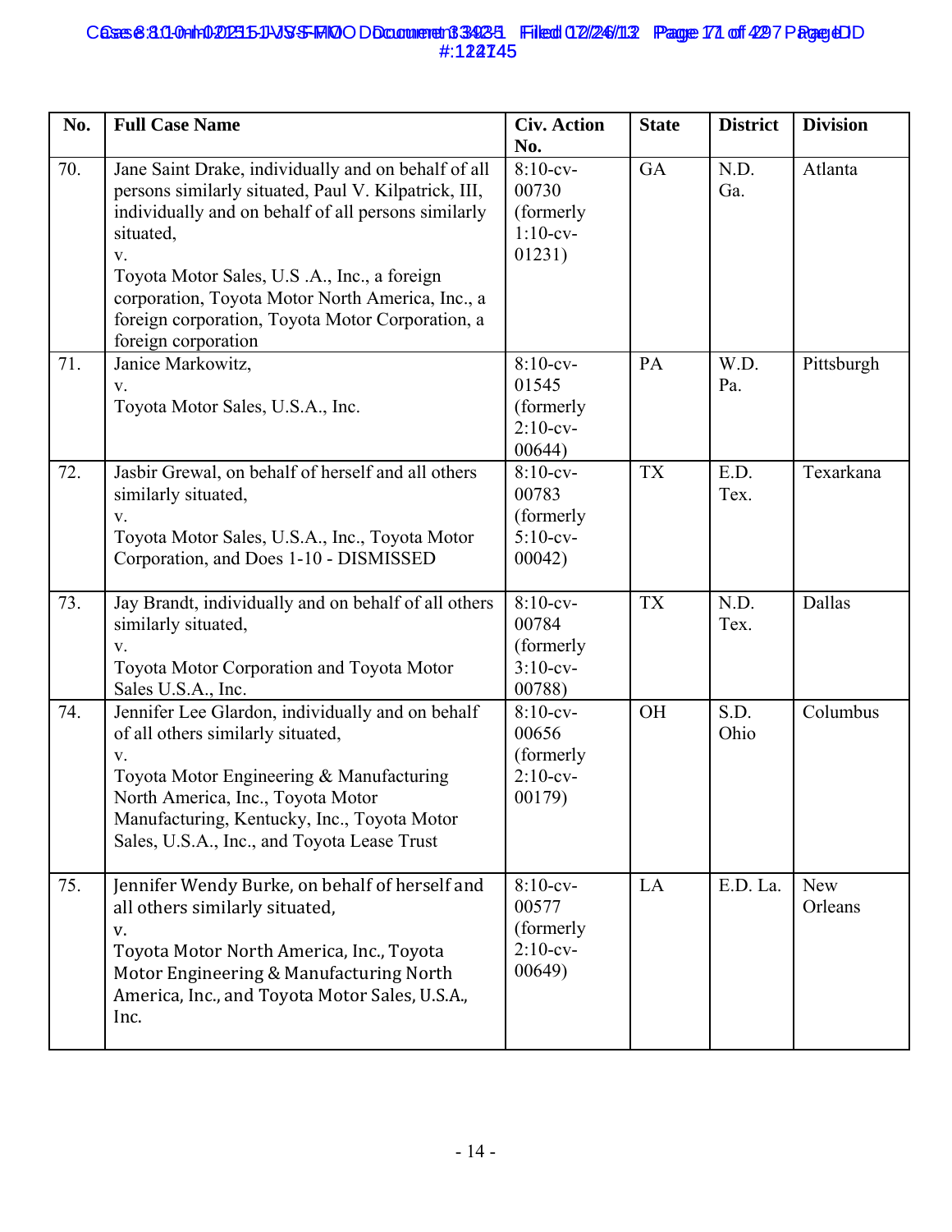| No. | Full Case Name | Civ. Action No. | State | District | Division |
|---|---|---|---|---|---|
| 70. | Jane Saint Drake, individually and on behalf of all persons similarly situated, Paul V. Kilpatrick, III, individually and on behalf of all persons similarly situated, v. Toyota Motor Sales, U.S .A., Inc., a foreign corporation, Toyota Motor North America, Inc., a foreign corporation, Toyota Motor Corporation, a foreign corporation | 8:10-cv-00730 (formerly 1:10-cv-01231) | GA | N.D. Ga. | Atlanta |
| 71. | Janice Markowitz, v. Toyota Motor Sales, U.S.A., Inc. | 8:10-cv-01545 (formerly 2:10-cv-00644) | PA | W.D. Pa. | Pittsburgh |
| 72. | Jasbir Grewal, on behalf of herself and all others similarly situated, v. Toyota Motor Sales, U.S.A., Inc., Toyota Motor Corporation, and Does 1-10 - DISMISSED | 8:10-cv-00783 (formerly 5:10-cv-00042) | TX | E.D. Tex. | Texarkana |
| 73. | Jay Brandt, individually and on behalf of all others similarly situated, v. Toyota Motor Corporation and Toyota Motor Sales U.S.A., Inc. | 8:10-cv-00784 (formerly 3:10-cv-00788) | TX | N.D. Tex. | Dallas |
| 74. | Jennifer Lee Glardon, individually and on behalf of all others similarly situated, v. Toyota Motor Engineering & Manufacturing North America, Inc., Toyota Motor Manufacturing, Kentucky, Inc., Toyota Motor Sales, U.S.A., Inc., and Toyota Lease Trust | 8:10-cv-00656 (formerly 2:10-cv-00179) | OH | S.D. Ohio | Columbus |
| 75. | Jennifer Wendy Burke, on behalf of herself and all others similarly situated, v. Toyota Motor North America, Inc., Toyota Motor Engineering & Manufacturing North America, Inc., and Toyota Motor Sales, U.S.A., Inc. | 8:10-cv-00577 (formerly 2:10-cv-00649) | LA | E.D. La. | New Orleans |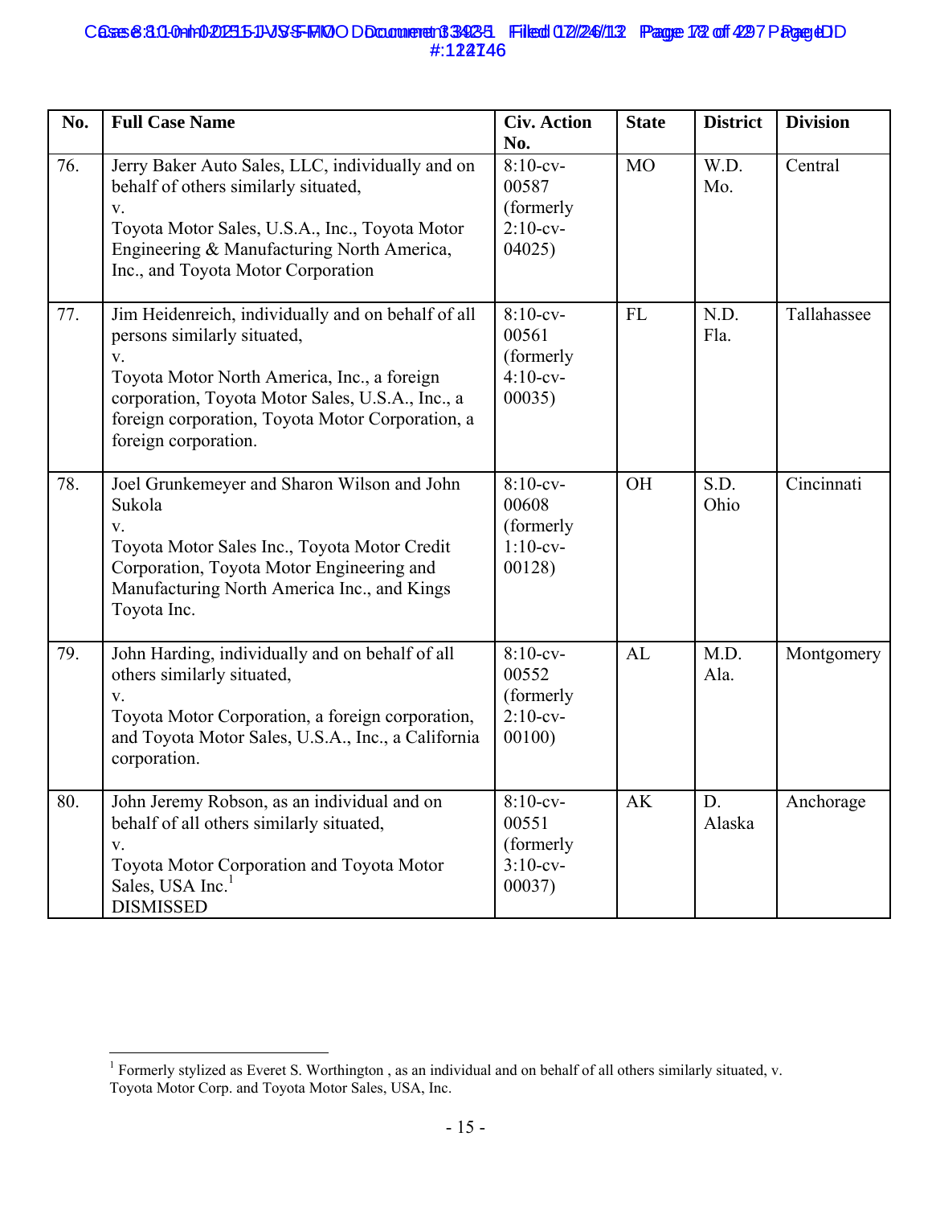| No. | Full Case Name | Civ. Action No. | State | District | Division |
|---|---|---|---|---|---|
| 76. | Jerry Baker Auto Sales, LLC, individually and on behalf of others similarly situated, v. Toyota Motor Sales, U.S.A., Inc., Toyota Motor Engineering & Manufacturing North America, Inc., and Toyota Motor Corporation | 8:10-cv-00587 (formerly 2:10-cv-04025) | MO | W.D. Mo. | Central |
| 77. | Jim Heidenreich, individually and on behalf of all persons similarly situated, v. Toyota Motor North America, Inc., a foreign corporation, Toyota Motor Sales, U.S.A., Inc., a foreign corporation, Toyota Motor Corporation, a foreign corporation. | 8:10-cv-00561 (formerly 4:10-cv-00035) | FL | N.D. Fla. | Tallahassee |
| 78. | Joel Grunkemeyer and Sharon Wilson and John Sukola v. Toyota Motor Sales Inc., Toyota Motor Credit Corporation, Toyota Motor Engineering and Manufacturing North America Inc., and Kings Toyota Inc. | 8:10-cv-00608 (formerly 1:10-cv-00128) | OH | S.D. Ohio | Cincinnati |
| 79. | John Harding, individually and on behalf of all others similarly situated, v. Toyota Motor Corporation, a foreign corporation, and Toyota Motor Sales, U.S.A., Inc., a California corporation. | 8:10-cv-00552 (formerly 2:10-cv-00100) | AL | M.D. Ala. | Montgomery |
| 80. | John Jeremy Robson, as an individual and on behalf of all others similarly situated, v. Toyota Motor Corporation and Toyota Motor Sales, USA Inc.[1] DISMISSED | 8:10-cv-00551 (formerly 3:10-cv-00037) | AK | D. Alaska | Anchorage |

[1] Formerly stylized as Everet S. Worthington , as an individual and on behalf of all others similarly situated, v. Toyota Motor Corp. and Toyota Motor Sales, USA, Inc.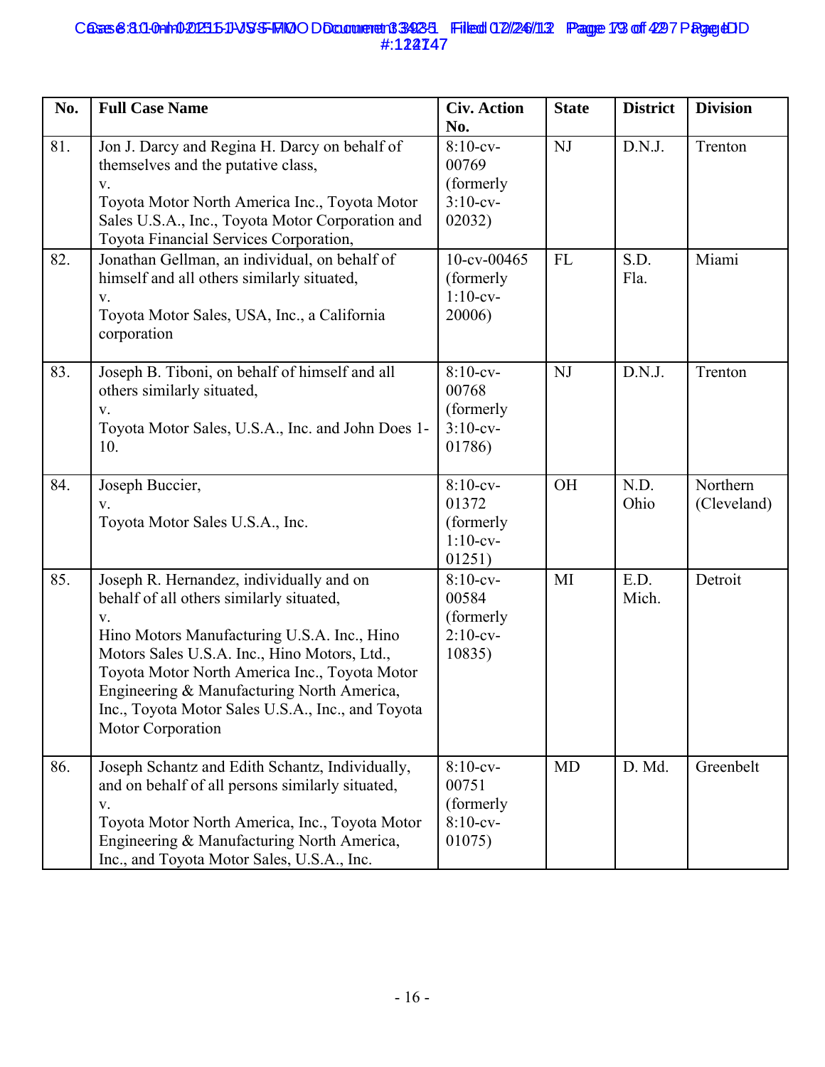| No. | Full Case Name | Civ. Action No. | State | District | Division |
| --- | --- | --- | --- | --- | --- |
| 81. | Jon J. Darcy and Regina H. Darcy on behalf of themselves and the putative class, v. Toyota Motor North America Inc., Toyota Motor Sales U.S.A., Inc., Toyota Motor Corporation and Toyota Financial Services Corporation, | 8:10-cv-00769 (formerly 3:10-cv-02032) | NJ | D.N.J. | Trenton |
| 82. | Jonathan Gellman, an individual, on behalf of himself and all others similarly situated, v. Toyota Motor Sales, USA, Inc., a California corporation | 10-cv-00465 (formerly 1:10-cv-20006) | FL | S.D. Fla. | Miami |
| 83. | Joseph B. Tiboni, on behalf of himself and all others similarly situated, v. Toyota Motor Sales, U.S.A., Inc. and John Does 1-10. | 8:10-cv-00768 (formerly 3:10-cv-01786) | NJ | D.N.J. | Trenton |
| 84. | Joseph Buccier, v. Toyota Motor Sales U.S.A., Inc. | 8:10-cv-01372 (formerly 1:10-cv-01251) | OH | N.D. Ohio | Northern (Cleveland) |
| 85. | Joseph R. Hernandez, individually and on behalf of all others similarly situated, v. Hino Motors Manufacturing U.S.A. Inc., Hino Motors Sales U.S.A. Inc., Hino Motors, Ltd., Toyota Motor North America Inc., Toyota Motor Engineering & Manufacturing North America, Inc., Toyota Motor Sales U.S.A., Inc., and Toyota Motor Corporation | 8:10-cv-00584 (formerly 2:10-cv-10835) | MI | E.D. Mich. | Detroit |
| 86. | Joseph Schantz and Edith Schantz, Individually, and on behalf of all persons similarly situated, v. Toyota Motor North America, Inc., Toyota Motor Engineering & Manufacturing North America, Inc., and Toyota Motor Sales, U.S.A., Inc. | 8:10-cv-00751 (formerly 8:10-cv-01075) | MD | D. Md. | Greenbelt |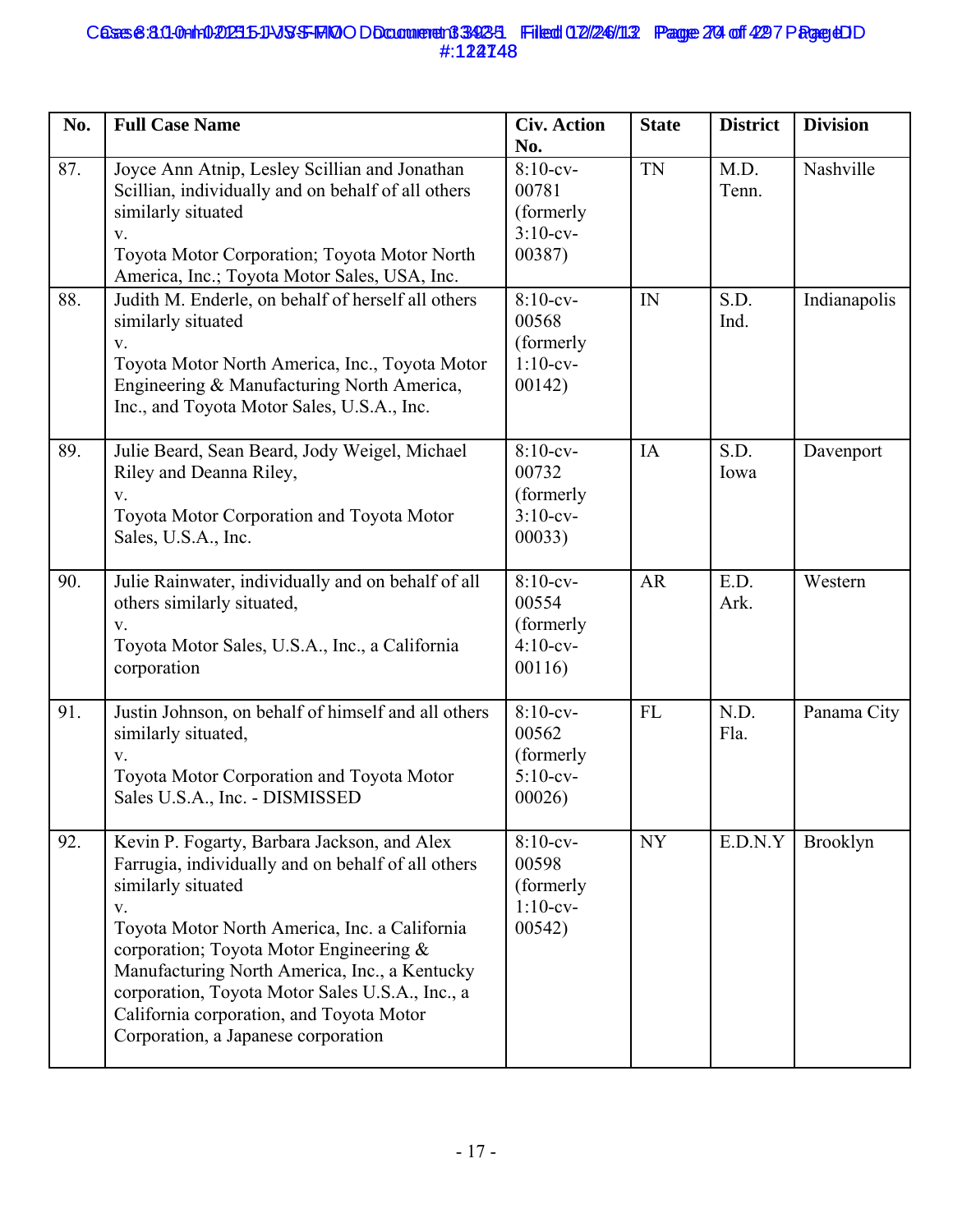| No. | Full Case Name | Civ. Action No. | State | District | Division |
|---|---|---|---|---|---|
| 87. | Joyce Ann Atnip, Lesley Scillian and Jonathan Scillian, individually and on behalf of all others similarly situated v. Toyota Motor Corporation; Toyota Motor North America, Inc.; Toyota Motor Sales, USA, Inc. | 8:10-cv-00781 (formerly 3:10-cv-00387) | TN | M.D. Tenn. | Nashville |
| 88. | Judith M. Enderle, on behalf of herself all others similarly situated v. Toyota Motor North America, Inc., Toyota Motor Engineering & Manufacturing North America, Inc., and Toyota Motor Sales, U.S.A., Inc. | 8:10-cv-00568 (formerly 1:10-cv-00142) | IN | S.D. Ind. | Indianapolis |
| 89. | Julie Beard, Sean Beard, Jody Weigel, Michael Riley and Deanna Riley, v. Toyota Motor Corporation and Toyota Motor Sales, U.S.A., Inc. | 8:10-cv-00732 (formerly 3:10-cv-00033) | IA | S.D. Iowa | Davenport |
| 90. | Julie Rainwater, individually and on behalf of all others similarly situated, v. Toyota Motor Sales, U.S.A., Inc., a California corporation | 8:10-cv-00554 (formerly 4:10-cv-00116) | AR | E.D. Ark. | Western |
| 91. | Justin Johnson, on behalf of himself and all others similarly situated, v. Toyota Motor Corporation and Toyota Motor Sales U.S.A., Inc. - DISMISSED | 8:10-cv-00562 (formerly 5:10-cv-00026) | FL | N.D. Fla. | Panama City |
| 92. | Kevin P. Fogarty, Barbara Jackson, and Alex Farrugia, individually and on behalf of all others similarly situated v. Toyota Motor North America, Inc. a California corporation; Toyota Motor Engineering & Manufacturing North America, Inc., a Kentucky corporation, Toyota Motor Sales U.S.A., Inc., a California corporation, and Toyota Motor Corporation, a Japanese corporation | 8:10-cv-00598 (formerly 1:10-cv-00542) | NY | E.D.N.Y | Brooklyn |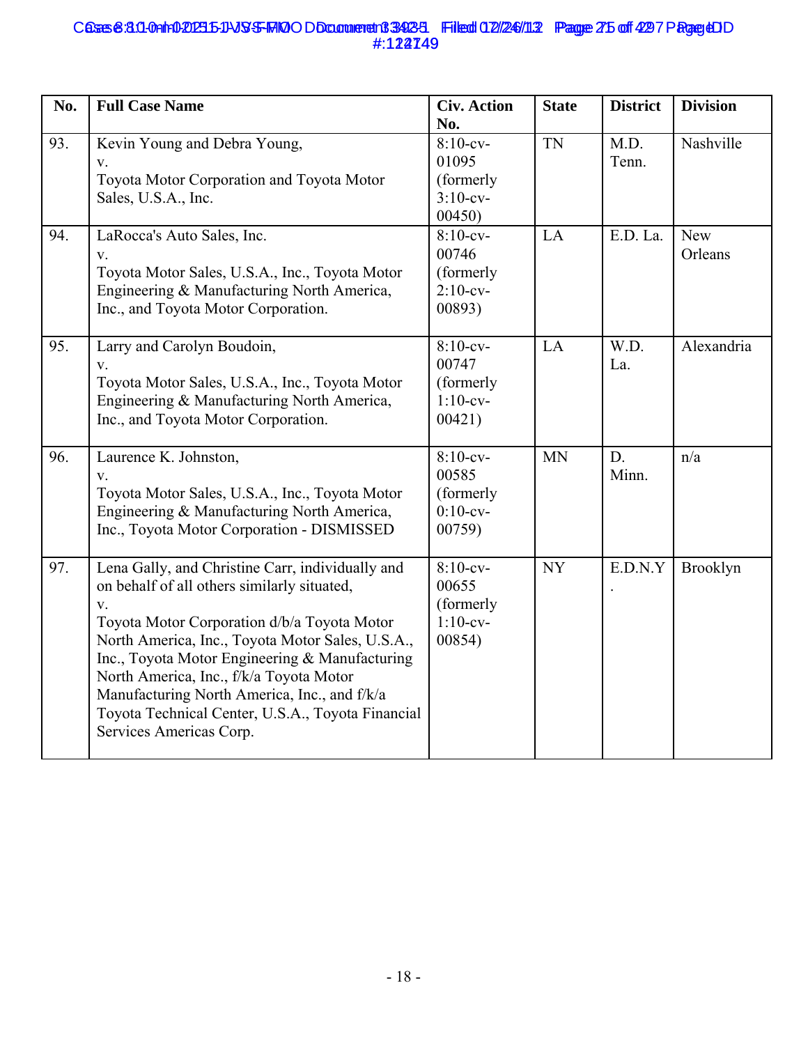| No. | Full Case Name | Civ. Action No. | State | District | Division |
|---|---|---|---|---|---|
| 93. | Kevin Young and Debra Young, v. Toyota Motor Corporation and Toyota Motor Sales, U.S.A., Inc. | 8:10-cv-01095 (formerly 3:10-cv-00450) | TN | M.D. Tenn. | Nashville |
| 94. | LaRocca's Auto Sales, Inc. v. Toyota Motor Sales, U.S.A., Inc., Toyota Motor Engineering & Manufacturing North America, Inc., and Toyota Motor Corporation. | 8:10-cv-00746 (formerly 2:10-cv-00893) | LA | E.D. La. | New Orleans |
| 95. | Larry and Carolyn Boudoin, v. Toyota Motor Sales, U.S.A., Inc., Toyota Motor Engineering & Manufacturing North America, Inc., and Toyota Motor Corporation. | 8:10-cv-00747 (formerly 1:10-cv-00421) | LA | W.D. La. | Alexandria |
| 96. | Laurence K. Johnston, v. Toyota Motor Sales, U.S.A., Inc., Toyota Motor Engineering & Manufacturing North America, Inc., Toyota Motor Corporation - DISMISSED | 8:10-cv-00585 (formerly 0:10-cv-00759) | MN | D. Minn. | n/a |
| 97. | Lena Gally, and Christine Carr, individually and on behalf of all others similarly situated, v. Toyota Motor Corporation d/b/a Toyota Motor North America, Inc., Toyota Motor Sales, U.S.A., Inc., Toyota Motor Engineering & Manufacturing North America, Inc., f/k/a Toyota Motor Manufacturing North America, Inc., and f/k/a Toyota Technical Center, U.S.A., Toyota Financial Services Americas Corp. | 8:10-cv-00655 (formerly 1:10-cv-00854) | NY | E.D.N.Y. | Brooklyn |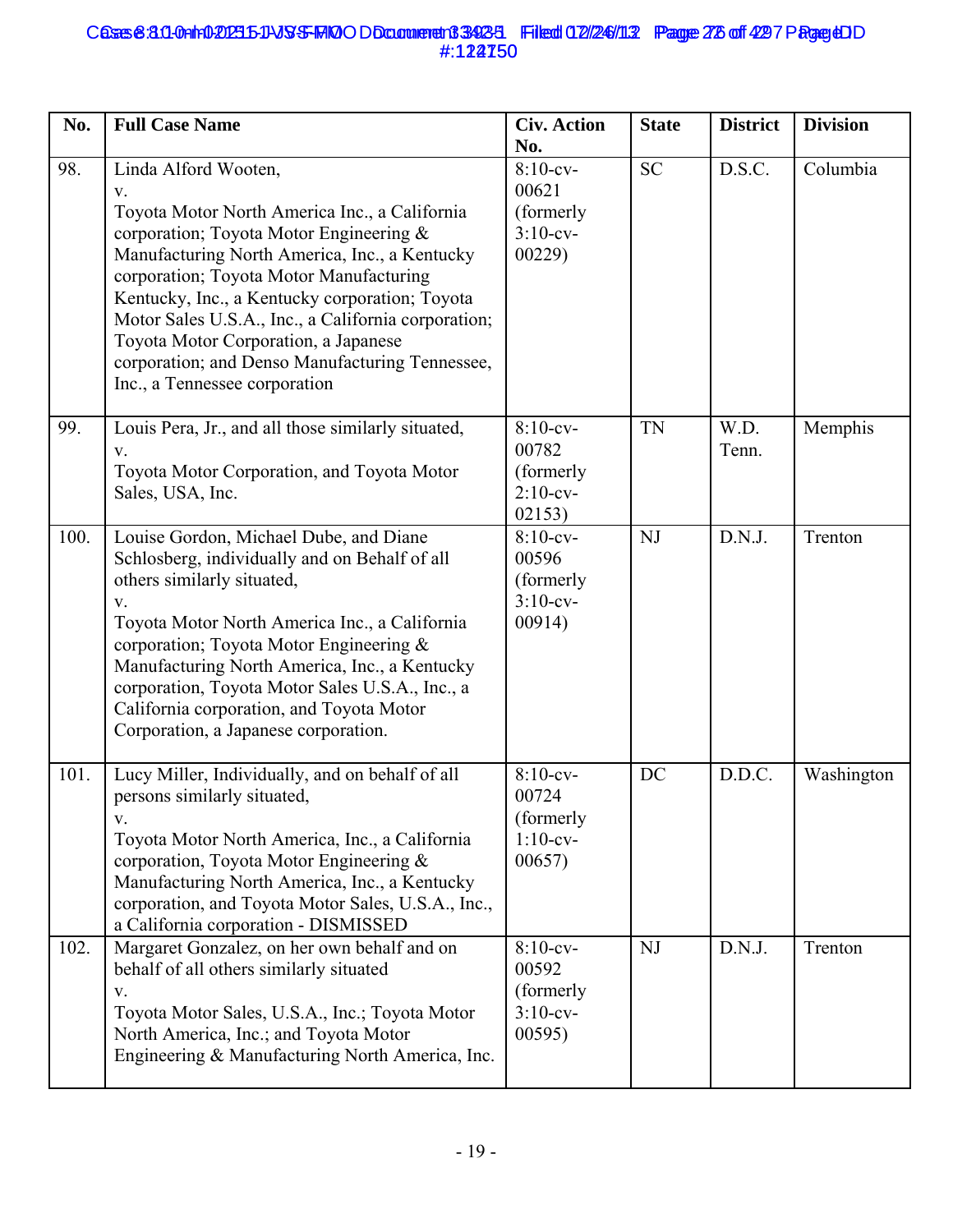| No. | Full Case Name | Civ. Action No. | State | District | Division |
|---|---|---|---|---|---|
| 98. | Linda Alford Wooten, v. Toyota Motor North America Inc., a California corporation; Toyota Motor Engineering & Manufacturing North America, Inc., a Kentucky corporation; Toyota Motor Manufacturing Kentucky, Inc., a Kentucky corporation; Toyota Motor Sales U.S.A., Inc., a California corporation; Toyota Motor Corporation, a Japanese corporation; and Denso Manufacturing Tennessee, Inc., a Tennessee corporation | 8:10-cv-00621 (formerly 3:10-cv-00229) | SC | D.S.C. | Columbia |
| 99. | Louis Pera, Jr., and all those similarly situated, v. Toyota Motor Corporation, and Toyota Motor Sales, USA, Inc. | 8:10-cv-00782 (formerly 2:10-cv-02153) | TN | W.D. Tenn. | Memphis |
| 100. | Louise Gordon, Michael Dube, and Diane Schlosberg, individually and on Behalf of all others similarly situated, v. Toyota Motor North America Inc., a California corporation; Toyota Motor Engineering & Manufacturing North America, Inc., a Kentucky corporation, Toyota Motor Sales U.S.A., Inc., a California corporation, and Toyota Motor Corporation, a Japanese corporation. | 8:10-cv-00596 (formerly 3:10-cv-00914) | NJ | D.N.J. | Trenton |
| 101. | Lucy Miller, Individually, and on behalf of all persons similarly situated, v. Toyota Motor North America, Inc., a California corporation, Toyota Motor Engineering & Manufacturing North America, Inc., a Kentucky corporation, and Toyota Motor Sales, U.S.A., Inc., a California corporation - DISMISSED | 8:10-cv-00724 (formerly 1:10-cv-00657) | DC | D.D.C. | Washington |
| 102. | Margaret Gonzalez, on her own behalf and on behalf of all others similarly situated v. Toyota Motor Sales, U.S.A., Inc.; Toyota Motor North America, Inc.; and Toyota Motor Engineering & Manufacturing North America, Inc. | 8:10-cv-00592 (formerly 3:10-cv-00595) | NJ | D.N.J. | Trenton |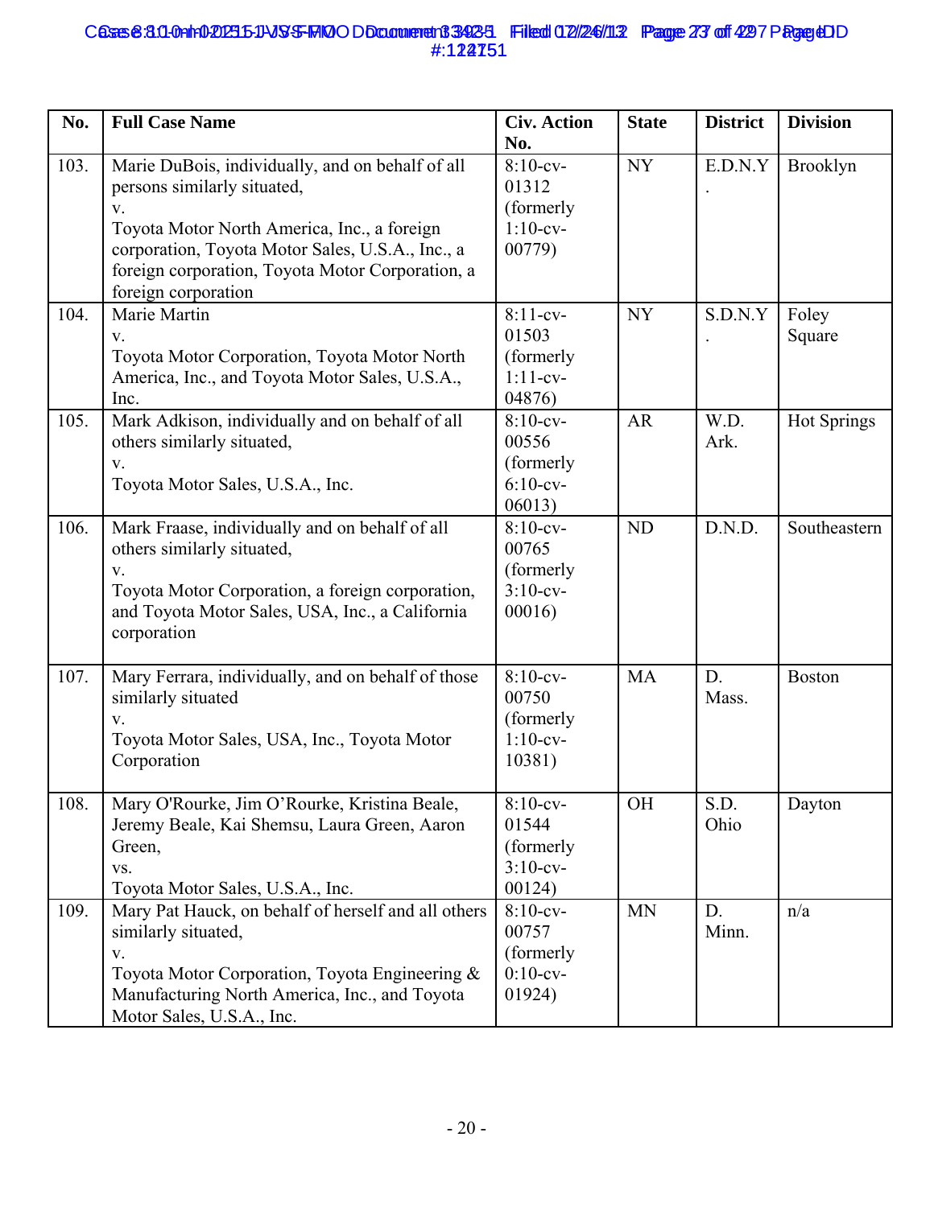| No. | Full Case Name | Civ. Action No. | State | District | Division |
|---|---|---|---|---|---|
| 103. | Marie DuBois, individually, and on behalf of all persons similarly situated, v. Toyota Motor North America, Inc., a foreign corporation, Toyota Motor Sales, U.S.A., Inc., a foreign corporation, Toyota Motor Corporation, a foreign corporation | 8:10-cv-01312 (formerly 1:10-cv-00779) | NY | E.D.N.Y. | Brooklyn |
| 104. | Marie Martin v. Toyota Motor Corporation, Toyota Motor North America, Inc., and Toyota Motor Sales, U.S.A., Inc. | 8:11-cv-01503 (formerly 1:11-cv-04876) | NY | S.D.N.Y. | Foley Square |
| 105. | Mark Adkison, individually and on behalf of all others similarly situated, v. Toyota Motor Sales, U.S.A., Inc. | 8:10-cv-00556 (formerly 6:10-cv-06013) | AR | W.D. Ark. | Hot Springs |
| 106. | Mark Fraase, individually and on behalf of all others similarly situated, v. Toyota Motor Corporation, a foreign corporation, and Toyota Motor Sales, USA, Inc., a California corporation | 8:10-cv-00765 (formerly 3:10-cv-00016) | ND | D.N.D. | Southeastern |
| 107. | Mary Ferrara, individually, and on behalf of those similarly situated v. Toyota Motor Sales, USA, Inc., Toyota Motor Corporation | 8:10-cv-00750 (formerly 1:10-cv-10381) | MA | D. Mass. | Boston |
| 108. | Mary O'Rourke, Jim O'Rourke, Kristina Beale, Jeremy Beale, Kai Shemsu, Laura Green, Aaron Green, vs. Toyota Motor Sales, U.S.A., Inc. | 8:10-cv-01544 (formerly 3:10-cv-00124) | OH | S.D. Ohio | Dayton |
| 109. | Mary Pat Hauck, on behalf of herself and all others similarly situated, v. Toyota Motor Corporation, Toyota Engineering & Manufacturing North America, Inc., and Toyota Motor Sales, U.S.A., Inc. | 8:10-cv-00757 (formerly 0:10-cv-01924) | MN | D. Minn. | n/a |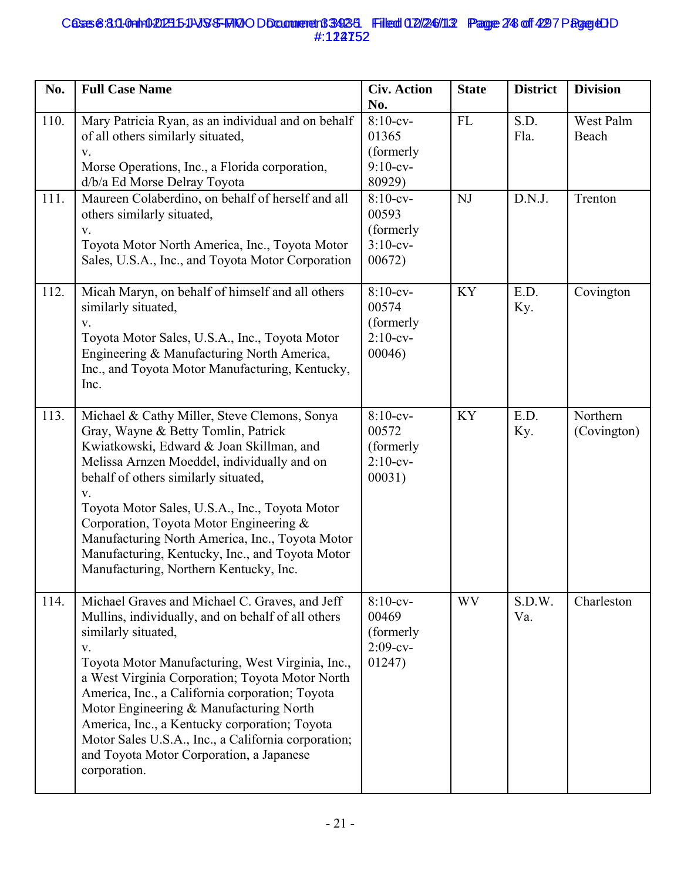| No. | Full Case Name | Civ. Action No. | State | District | Division |
|---|---|---|---|---|---|
| 110. | Mary Patricia Ryan, as an individual and on behalf of all others similarly situated, v. Morse Operations, Inc., a Florida corporation, d/b/a Ed Morse Delray Toyota | 8:10-cv-01365 (formerly 9:10-cv-80929) | FL | S.D. Fla. | West Palm Beach |
| 111. | Maureen Colaberdino, on behalf of herself and all others similarly situated, v. Toyota Motor North America, Inc., Toyota Motor Sales, U.S.A., Inc., and Toyota Motor Corporation | 8:10-cv-00593 (formerly 3:10-cv-00672) | NJ | D.N.J. | Trenton |
| 112. | Micah Maryn, on behalf of himself and all others similarly situated, v. Toyota Motor Sales, U.S.A., Inc., Toyota Motor Engineering & Manufacturing North America, Inc., and Toyota Motor Manufacturing, Kentucky, Inc. | 8:10-cv-00574 (formerly 2:10-cv-00046) | KY | E.D. Ky. | Covington |
| 113. | Michael & Cathy Miller, Steve Clemons, Sonya Gray, Wayne & Betty Tomlin, Patrick Kwiatkowski, Edward & Joan Skillman, and Melissa Arnzen Moeddel, individually and on behalf of others similarly situated, v. Toyota Motor Sales, U.S.A., Inc., Toyota Motor Corporation, Toyota Motor Engineering & Manufacturing North America, Inc., Toyota Motor Manufacturing, Kentucky, Inc., and Toyota Motor Manufacturing, Northern Kentucky, Inc. | 8:10-cv-00572 (formerly 2:10-cv-00031) | KY | E.D. Ky. | Northern (Covington) |
| 114. | Michael Graves and Michael C. Graves, and Jeff Mullins, individually, and on behalf of all others similarly situated, v. Toyota Motor Manufacturing, West Virginia, Inc., a West Virginia Corporation; Toyota Motor North America, Inc., a California corporation; Toyota Motor Engineering & Manufacturing North America, Inc., a Kentucky corporation; Toyota Motor Sales U.S.A., Inc., a California corporation; and Toyota Motor Corporation, a Japanese corporation. | 8:10-cv-00469 (formerly 2:09-cv-01247) | WV | S.D.W. Va. | Charleston |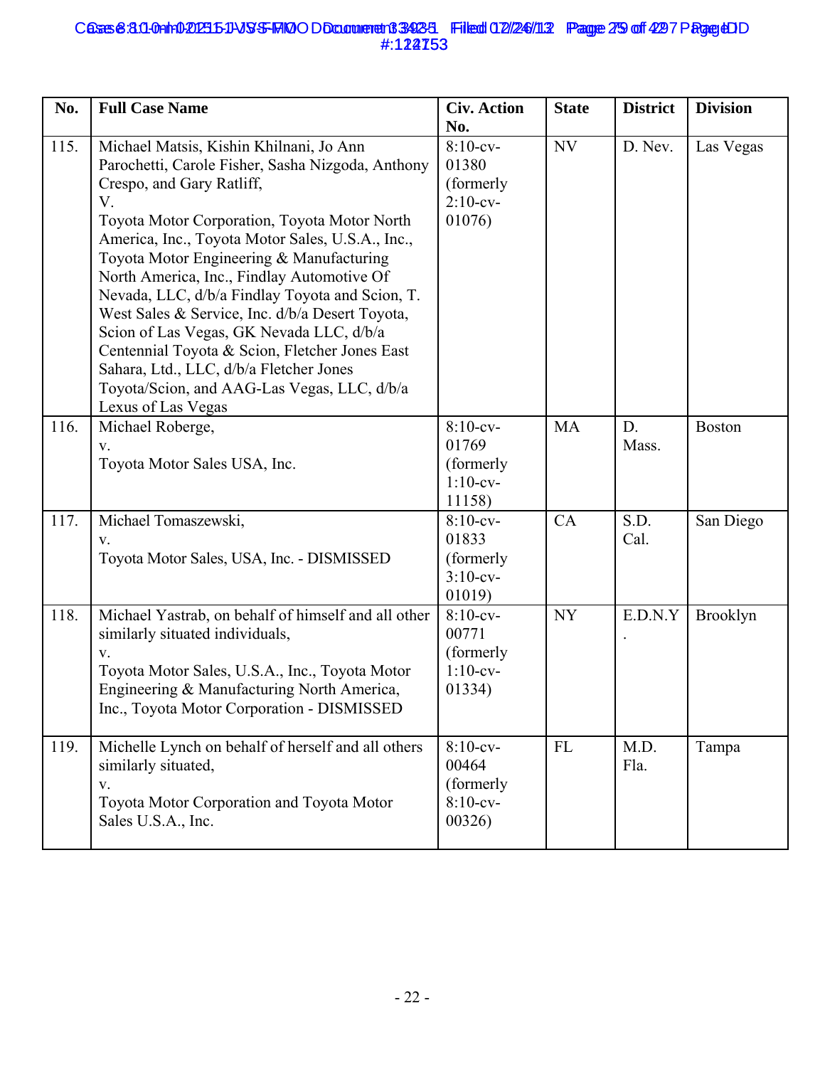| No. | Full Case Name | Civ. Action No. | State | District | Division |
|---|---|---|---|---|---|
| 115. | Michael Matsis, Kishin Khilnani, Jo Ann Parochetti, Carole Fisher, Sasha Nizgoda, Anthony Crespo, and Gary Ratliff, V. Toyota Motor Corporation, Toyota Motor North America, Inc., Toyota Motor Sales, U.S.A., Inc., Toyota Motor Engineering & Manufacturing North America, Inc., Findlay Automotive Of Nevada, LLC, d/b/a Findlay Toyota and Scion, T. West Sales & Service, Inc. d/b/a Desert Toyota, Scion of Las Vegas, GK Nevada LLC, d/b/a Centennial Toyota & Scion, Fletcher Jones East Sahara, Ltd., LLC, d/b/a Fletcher Jones Toyota/Scion, and AAG-Las Vegas, LLC, d/b/a Lexus of Las Vegas | 8:10-cv-01380 (formerly 2:10-cv-01076) | NV | D. Nev. | Las Vegas |
| 116. | Michael Roberge, v. Toyota Motor Sales USA, Inc. | 8:10-cv-01769 (formerly 1:10-cv-11158) | MA | D. Mass. | Boston |
| 117. | Michael Tomaszewski, v. Toyota Motor Sales, USA, Inc. - DISMISSED | 8:10-cv-01833 (formerly 3:10-cv-01019) | CA | S.D. Cal. | San Diego |
| 118. | Michael Yastrab, on behalf of himself and all other similarly situated individuals, v. Toyota Motor Sales, U.S.A., Inc., Toyota Motor Engineering & Manufacturing North America, Inc., Toyota Motor Corporation - DISMISSED | 8:10-cv-00771 (formerly 1:10-cv-01334) | NY | E.D.N.Y. | Brooklyn |
| 119. | Michelle Lynch on behalf of herself and all others similarly situated, v. Toyota Motor Corporation and Toyota Motor Sales U.S.A., Inc. | 8:10-cv-00464 (formerly 8:10-cv-00326) | FL | M.D. Fla. | Tampa |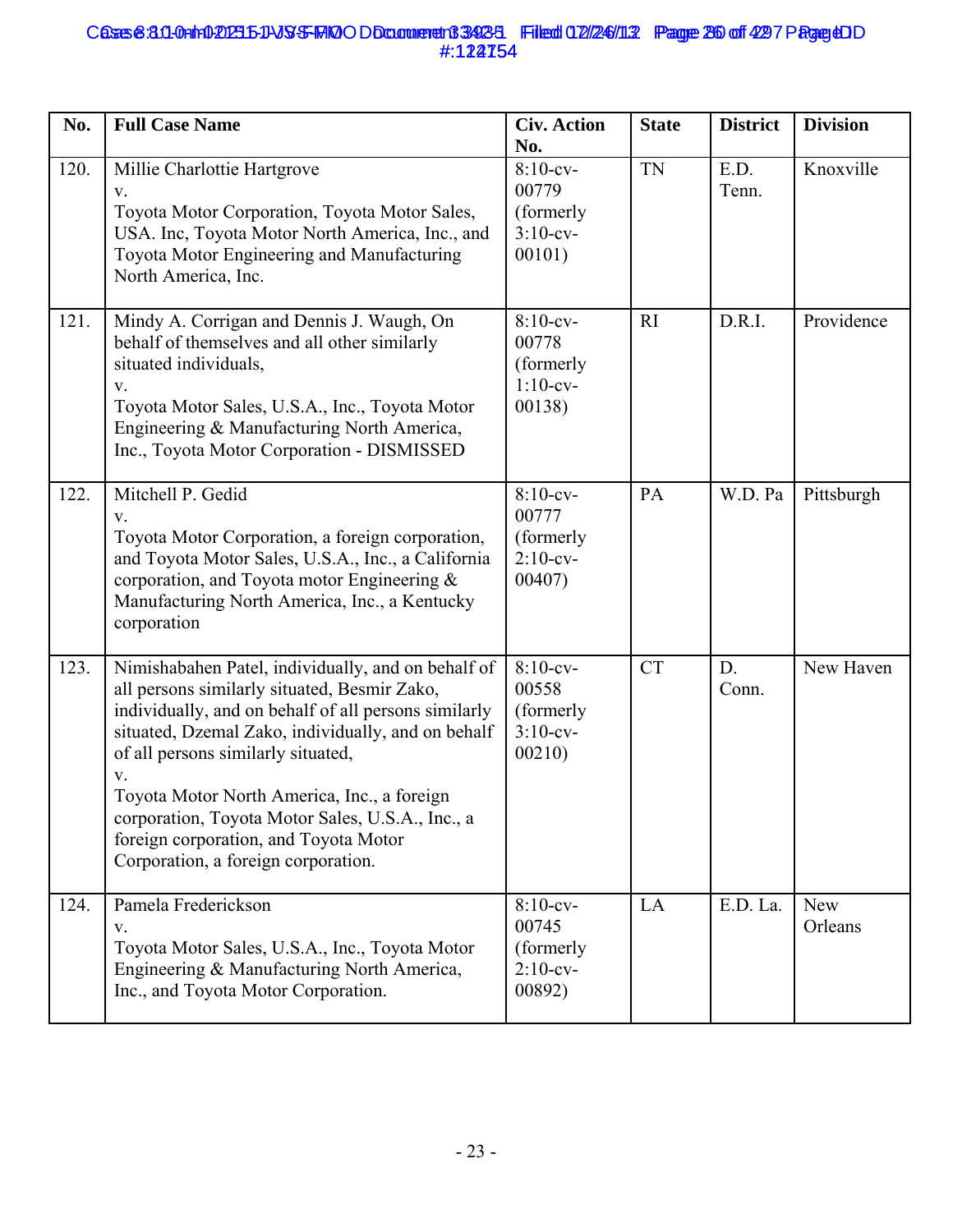| No. | Full Case Name | Civ. Action No. | State | District | Division |
|---|---|---|---|---|---|
| 120. | Millie Charlottie Hartgrove v. Toyota Motor Corporation, Toyota Motor Sales, USA. Inc, Toyota Motor North America, Inc., and Toyota Motor Engineering and Manufacturing North America, Inc. | 8:10-cv-00779 (formerly 3:10-cv-00101) | TN | E.D. Tenn. | Knoxville |
| 121. | Mindy A. Corrigan and Dennis J. Waugh, On behalf of themselves and all other similarly situated individuals, v. Toyota Motor Sales, U.S.A., Inc., Toyota Motor Engineering & Manufacturing North America, Inc., Toyota Motor Corporation - DISMISSED | 8:10-cv-00778 (formerly 1:10-cv-00138) | RI | D.R.I. | Providence |
| 122. | Mitchell P. Gedid v. Toyota Motor Corporation, a foreign corporation, and Toyota Motor Sales, U.S.A., Inc., a California corporation, and Toyota motor Engineering & Manufacturing North America, Inc., a Kentucky corporation | 8:10-cv-00777 (formerly 2:10-cv-00407) | PA | W.D. Pa | Pittsburgh |
| 123. | Nimishabahen Patel, individually, and on behalf of all persons similarly situated, Besmir Zako, individually, and on behalf of all persons similarly situated, Dzemal Zako, individually, and on behalf of all persons similarly situated, v. Toyota Motor North America, Inc., a foreign corporation, Toyota Motor Sales, U.S.A., Inc., a foreign corporation, and Toyota Motor Corporation, a foreign corporation. | 8:10-cv-00558 (formerly 3:10-cv-00210) | CT | D. Conn. | New Haven |
| 124. | Pamela Frederickson v. Toyota Motor Sales, U.S.A., Inc., Toyota Motor Engineering & Manufacturing North America, Inc., and Toyota Motor Corporation. | 8:10-cv-00745 (formerly 2:10-cv-00892) | LA | E.D. La. | New Orleans |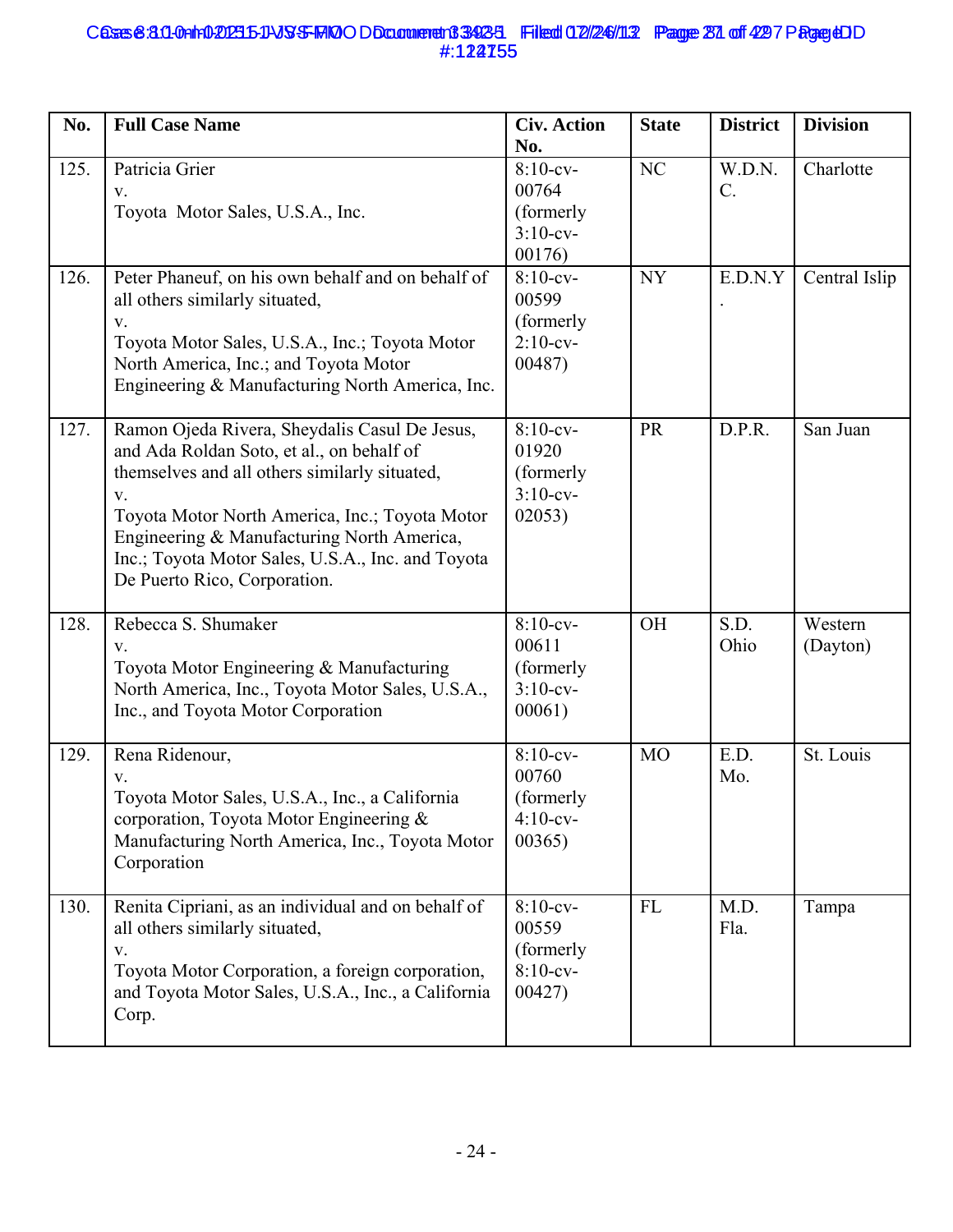| No. | Full Case Name | Civ. Action No. | State | District | Division |
|---|---|---|---|---|---|
| 125. | Patricia Grier v. Toyota Motor Sales, U.S.A., Inc. | 8:10-cv-00764 (formerly 3:10-cv-00176) | NC | W.D.N.C. | Charlotte |
| 126. | Peter Phaneuf, on his own behalf and on behalf of all others similarly situated, v. Toyota Motor Sales, U.S.A., Inc.; Toyota Motor North America, Inc.; and Toyota Motor Engineering & Manufacturing North America, Inc. | 8:10-cv-00599 (formerly 2:10-cv-00487) | NY | E.D.N.Y. | Central Islip |
| 127. | Ramon Ojeda Rivera, Sheydalis Casul De Jesus, and Ada Roldan Soto, et al., on behalf of themselves and all others similarly situated, v. Toyota Motor North America, Inc.; Toyota Motor Engineering & Manufacturing North America, Inc.; Toyota Motor Sales, U.S.A., Inc. and Toyota De Puerto Rico, Corporation. | 8:10-cv-01920 (formerly 3:10-cv-02053) | PR | D.P.R. | San Juan |
| 128. | Rebecca S. Shumaker v. Toyota Motor Engineering & Manufacturing North America, Inc., Toyota Motor Sales, U.S.A., Inc., and Toyota Motor Corporation | 8:10-cv-00611 (formerly 3:10-cv-00061) | OH | S.D. Ohio | Western (Dayton) |
| 129. | Rena Ridenour, v. Toyota Motor Sales, U.S.A., Inc., a California corporation, Toyota Motor Engineering & Manufacturing North America, Inc., Toyota Motor Corporation | 8:10-cv-00760 (formerly 4:10-cv-00365) | MO | E.D. Mo. | St. Louis |
| 130. | Renita Cipriani, as an individual and on behalf of all others similarly situated, v. Toyota Motor Corporation, a foreign corporation, and Toyota Motor Sales, U.S.A., Inc., a California Corp. | 8:10-cv-00559 (formerly 8:10-cv-00427) | FL | M.D. Fla. | Tampa |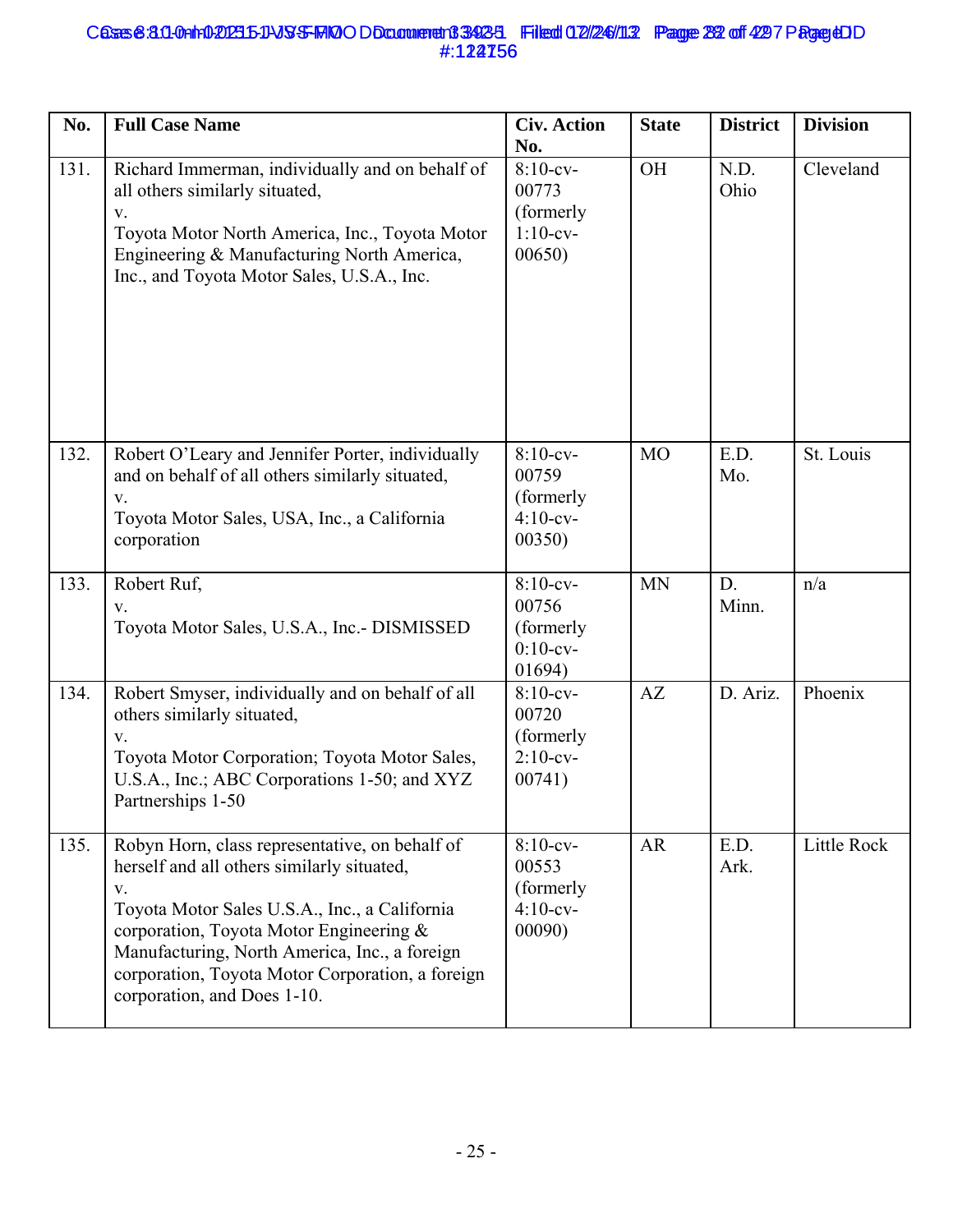| No. | Full Case Name | Civ. Action No. | State | District | Division |
|---|---|---|---|---|---|
| 131. | Richard Immerman, individually and on behalf of all others similarly situated, v. Toyota Motor North America, Inc., Toyota Motor Engineering & Manufacturing North America, Inc., and Toyota Motor Sales, U.S.A., Inc. | 8:10-cv-00773 (formerly 1:10-cv-00650) | OH | N.D. Ohio | Cleveland |
| 132. | Robert O'Leary and Jennifer Porter, individually and on behalf of all others similarly situated, v. Toyota Motor Sales, USA, Inc., a California corporation | 8:10-cv-00759 (formerly 4:10-cv-00350) | MO | E.D. Mo. | St. Louis |
| 133. | Robert Ruf, v. Toyota Motor Sales, U.S.A., Inc.- DISMISSED | 8:10-cv-00756 (formerly 0:10-cv-01694) | MN | D. Minn. | n/a |
| 134. | Robert Smyser, individually and on behalf of all others similarly situated, v. Toyota Motor Corporation; Toyota Motor Sales, U.S.A., Inc.; ABC Corporations 1-50; and XYZ Partnerships 1-50 | 8:10-cv-00720 (formerly 2:10-cv-00741) | AZ | D. Ariz. | Phoenix |
| 135. | Robyn Horn, class representative, on behalf of herself and all others similarly situated, v. Toyota Motor Sales U.S.A., Inc., a California corporation, Toyota Motor Engineering & Manufacturing, North America, Inc., a foreign corporation, Toyota Motor Corporation, a foreign corporation, and Does 1-10. | 8:10-cv-00553 (formerly 4:10-cv-00090) | AR | E.D. Ark. | Little Rock |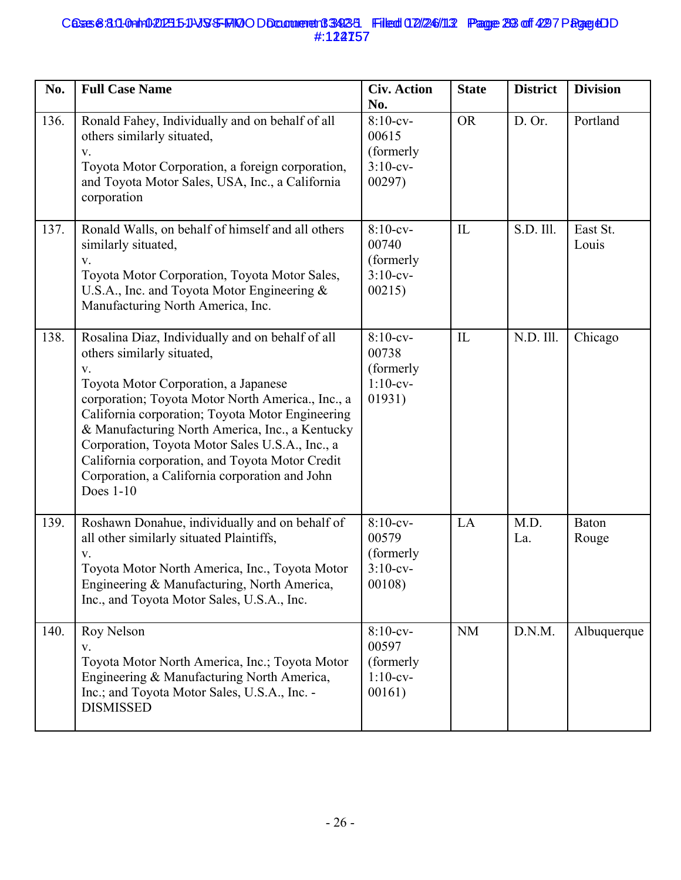| No. | Full Case Name | Civ. Action No. | State | District | Division |
| --- | --- | --- | --- | --- | --- |
| 136. | Ronald Fahey, Individually and on behalf of all others similarly situated,<br>v.<br>Toyota Motor Corporation, a foreign corporation, and Toyota Motor Sales, USA, Inc., a California corporation | 8:10-cv-00615 (formerly 3:10-cv-00297) | OR | D. Or. | Portland |
| 137. | Ronald Walls, on behalf of himself and all others similarly situated,<br>v.<br>Toyota Motor Corporation, Toyota Motor Sales, U.S.A., Inc. and Toyota Motor Engineering & Manufacturing North America, Inc. | 8:10-cv-00740 (formerly 3:10-cv-00215) | IL | S.D. Ill. | East St. Louis |
| 138. | Rosalina Diaz, Individually and on behalf of all others similarly situated,<br>v.<br>Toyota Motor Corporation, a Japanese corporation; Toyota Motor North America., Inc., a California corporation; Toyota Motor Engineering & Manufacturing North America, Inc., a Kentucky Corporation, Toyota Motor Sales U.S.A., Inc., a California corporation, and Toyota Motor Credit Corporation, a California corporation and John Does 1-10 | 8:10-cv-00738 (formerly 1:10-cv-01931) | IL | N.D. Ill. | Chicago |
| 139. | Roshawn Donahue, individually and on behalf of all other similarly situated Plaintiffs,<br>v.<br>Toyota Motor North America, Inc., Toyota Motor Engineering & Manufacturing, North America, Inc., and Toyota Motor Sales, U.S.A., Inc. | 8:10-cv-00579 (formerly 3:10-cv-00108) | LA | M.D. La. | Baton Rouge |
| 140. | Roy Nelson<br>v.<br>Toyota Motor North America, Inc.; Toyota Motor Engineering & Manufacturing North America, Inc.; and Toyota Motor Sales, U.S.A., Inc. - DISMISSED | 8:10-cv-00597 (formerly 1:10-cv-00161) | NM | D.N.M. | Albuquerque |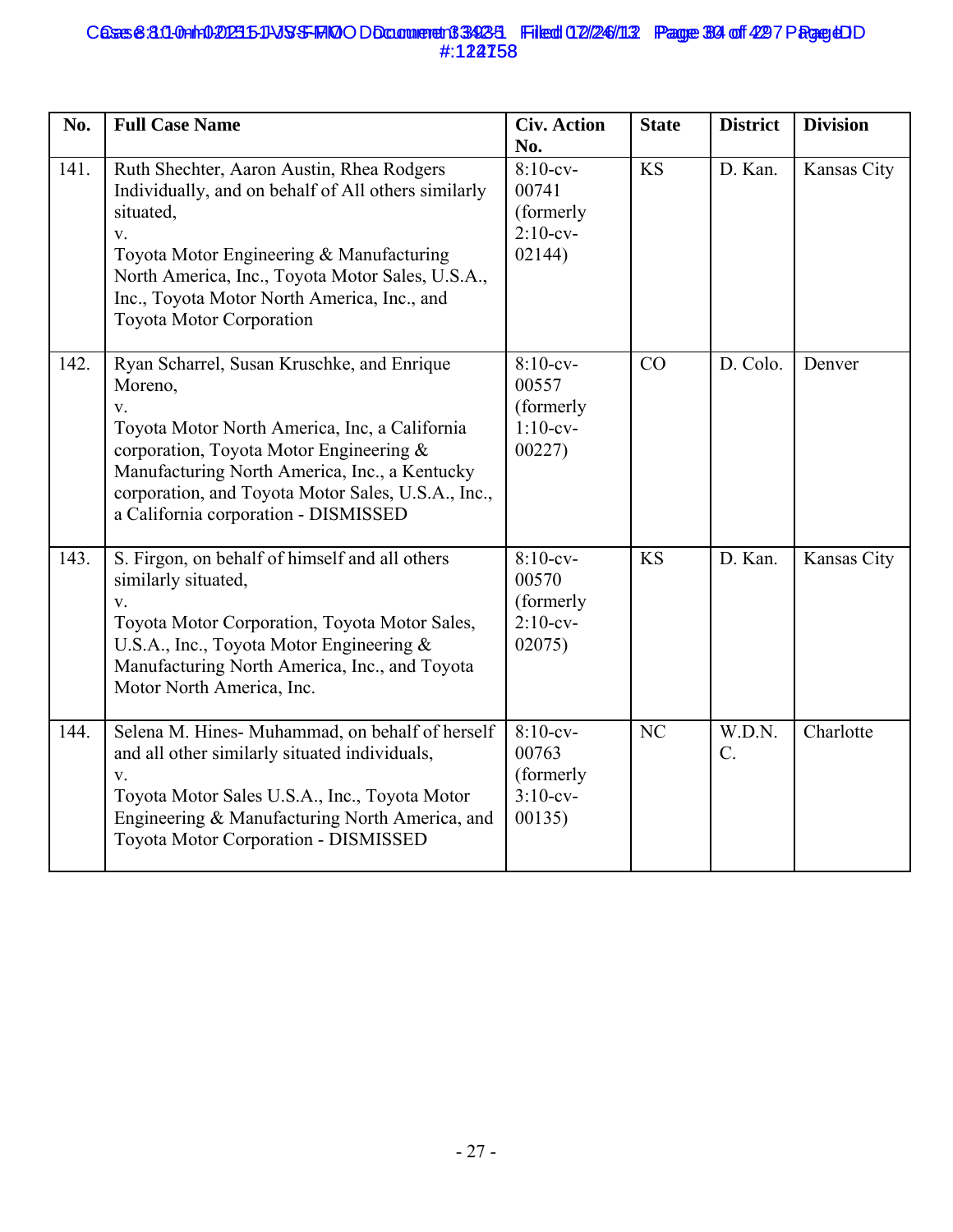| No. | Full Case Name | Civ. Action No. | State | District | Division |
|---|---|---|---|---|---|
| 141. | Ruth Shechter, Aaron Austin, Rhea Rodgers Individually, and on behalf of All others similarly situated, v. Toyota Motor Engineering & Manufacturing North America, Inc., Toyota Motor Sales, U.S.A., Inc., Toyota Motor North America, Inc., and Toyota Motor Corporation | 8:10-cv-00741 (formerly 2:10-cv-02144) | KS | D. Kan. | Kansas City |
| 142. | Ryan Scharrel, Susan Kruschke, and Enrique Moreno, v. Toyota Motor North America, Inc, a California corporation, Toyota Motor Engineering & Manufacturing North America, Inc., a Kentucky corporation, and Toyota Motor Sales, U.S.A., Inc., a California corporation - DISMISSED | 8:10-cv-00557 (formerly 1:10-cv-00227) | CO | D. Colo. | Denver |
| 143. | S. Firgon, on behalf of himself and all others similarly situated, v. Toyota Motor Corporation, Toyota Motor Sales, U.S.A., Inc., Toyota Motor Engineering & Manufacturing North America, Inc., and Toyota Motor North America, Inc. | 8:10-cv-00570 (formerly 2:10-cv-02075) | KS | D. Kan. | Kansas City |
| 144. | Selena M. Hines- Muhammad, on behalf of herself and all other similarly situated individuals, v. Toyota Motor Sales U.S.A., Inc., Toyota Motor Engineering & Manufacturing North America, and Toyota Motor Corporation - DISMISSED | 8:10-cv-00763 (formerly 3:10-cv-00135) | NC | W.D.N.C. | Charlotte |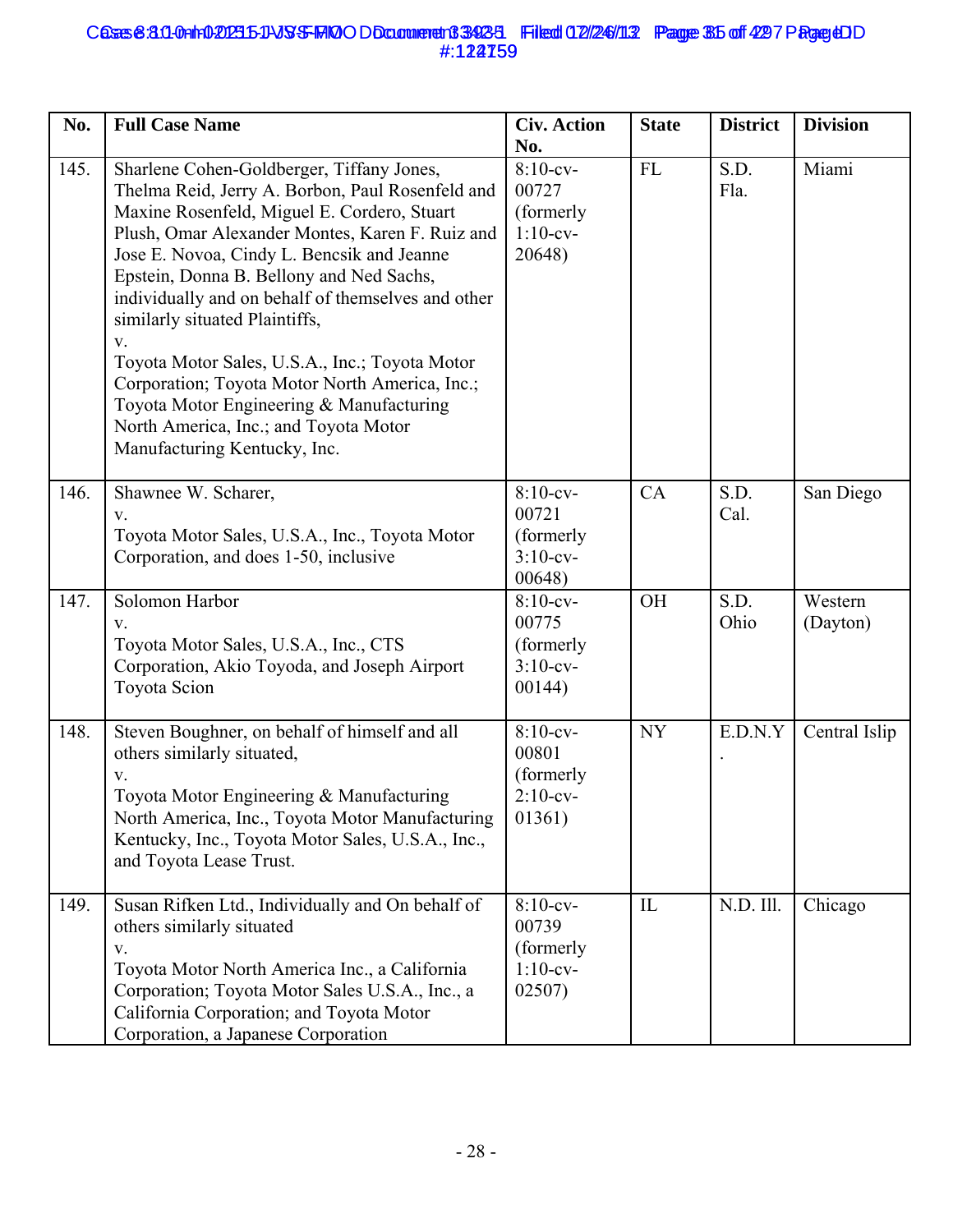| No. | Full Case Name | Civ. Action No. | State | District | Division |
|---|---|---|---|---|---|
| 145. | Sharlene Cohen-Goldberger, Tiffany Jones, Thelma Reid, Jerry A. Borbon, Paul Rosenfeld and Maxine Rosenfeld, Miguel E. Cordero, Stuart Plush, Omar Alexander Montes, Karen F. Ruiz and Jose E. Novoa, Cindy L. Bencsik and Jeanne Epstein, Donna B. Bellony and Ned Sachs, individually and on behalf of themselves and other similarly situated Plaintiffs, v. Toyota Motor Sales, U.S.A., Inc.; Toyota Motor Corporation; Toyota Motor North America, Inc.; Toyota Motor Engineering & Manufacturing North America, Inc.; and Toyota Motor Manufacturing Kentucky, Inc. | 8:10-cv-00727 (formerly 1:10-cv-20648) | FL | S.D. Fla. | Miami |
| 146. | Shawnee W. Scharer, v. Toyota Motor Sales, U.S.A., Inc., Toyota Motor Corporation, and does 1-50, inclusive | 8:10-cv-00721 (formerly 3:10-cv-00648) | CA | S.D. Cal. | San Diego |
| 147. | Solomon Harbor v. Toyota Motor Sales, U.S.A., Inc., CTS Corporation, Akio Toyoda, and Joseph Airport Toyota Scion | 8:10-cv-00775 (formerly 3:10-cv-00144) | OH | S.D. Ohio | Western (Dayton) |
| 148. | Steven Boughner, on behalf of himself and all others similarly situated, v. Toyota Motor Engineering & Manufacturing North America, Inc., Toyota Motor Manufacturing Kentucky, Inc., Toyota Motor Sales, U.S.A., Inc., and Toyota Lease Trust. | 8:10-cv-00801 (formerly 2:10-cv-01361) | NY | E.D.N.Y. | Central Islip |
| 149. | Susan Rifken Ltd., Individually and On behalf of others similarly situated v. Toyota Motor North America Inc., a California Corporation; Toyota Motor Sales U.S.A., Inc., a California Corporation; and Toyota Motor Corporation, a Japanese Corporation | 8:10-cv-00739 (formerly 1:10-cv-02507) | IL | N.D. Ill. | Chicago |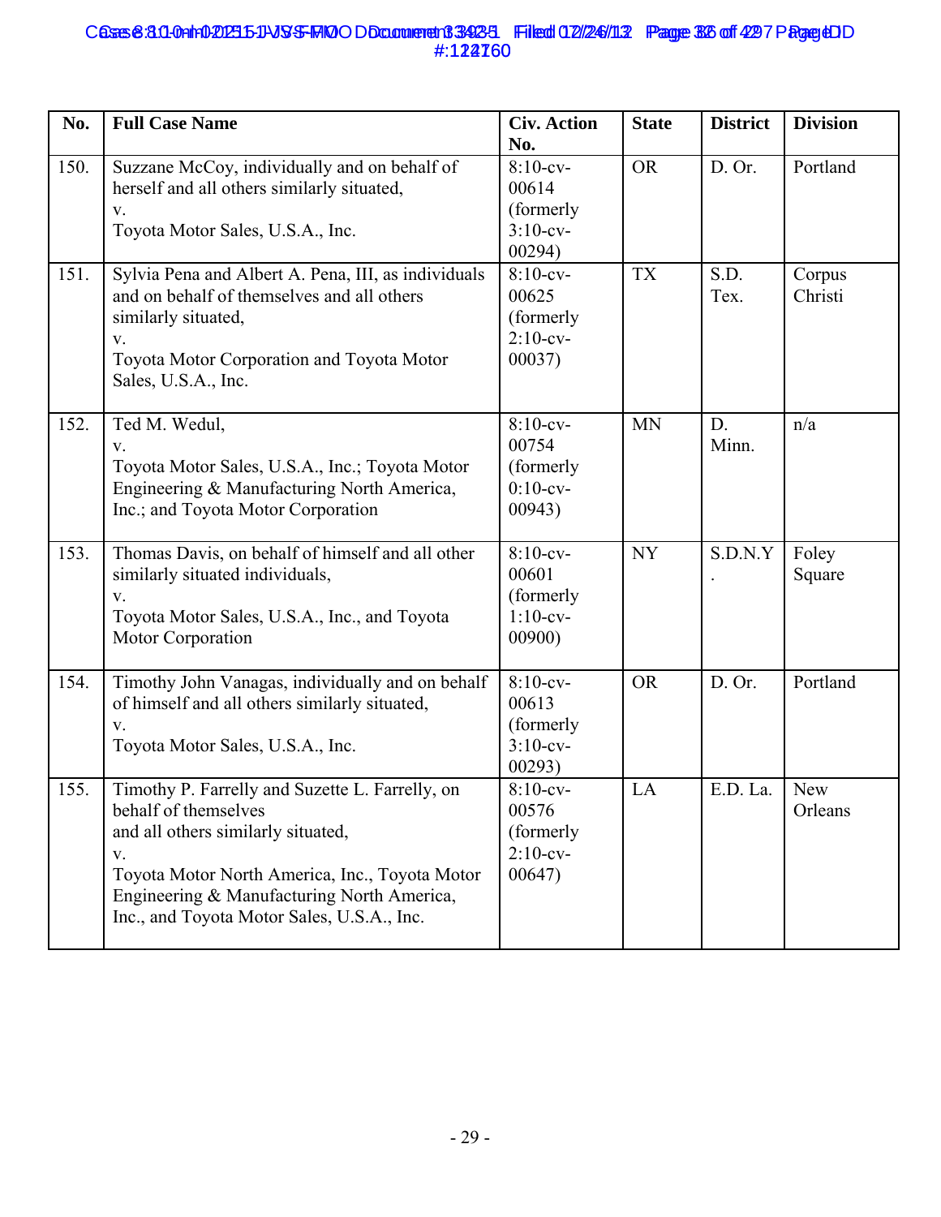| No. | Full Case Name | Civ. Action No. | State | District | Division |
|---|---|---|---|---|---|
| 150. | Suzzane McCoy, individually and on behalf of herself and all others similarly situated, v. Toyota Motor Sales, U.S.A., Inc. | 8:10-cv-00614 (formerly 3:10-cv-00294) | OR | D. Or. | Portland |
| 151. | Sylvia Pena and Albert A. Pena, III, as individuals and on behalf of themselves and all others similarly situated, v. Toyota Motor Corporation and Toyota Motor Sales, U.S.A., Inc. | 8:10-cv-00625 (formerly 2:10-cv-00037) | TX | S.D. Tex. | Corpus Christi |
| 152. | Ted M. Wedul, v. Toyota Motor Sales, U.S.A., Inc.; Toyota Motor Engineering & Manufacturing North America, Inc.; and Toyota Motor Corporation | 8:10-cv-00754 (formerly 0:10-cv-00943) | MN | D. Minn. | n/a |
| 153. | Thomas Davis, on behalf of himself and all other similarly situated individuals, v. Toyota Motor Sales, U.S.A., Inc., and Toyota Motor Corporation | 8:10-cv-00601 (formerly 1:10-cv-00900) | NY | S.D.N.Y. | Foley Square |
| 154. | Timothy John Vanagas, individually and on behalf of himself and all others similarly situated, v. Toyota Motor Sales, U.S.A., Inc. | 8:10-cv-00613 (formerly 3:10-cv-00293) | OR | D. Or. | Portland |
| 155. | Timothy P. Farrelly and Suzette L. Farrelly, on behalf of themselves and all others similarly situated, v. Toyota Motor North America, Inc., Toyota Motor Engineering & Manufacturing North America, Inc., and Toyota Motor Sales, U.S.A., Inc. | 8:10-cv-00576 (formerly 2:10-cv-00647) | LA | E.D. La. | New Orleans |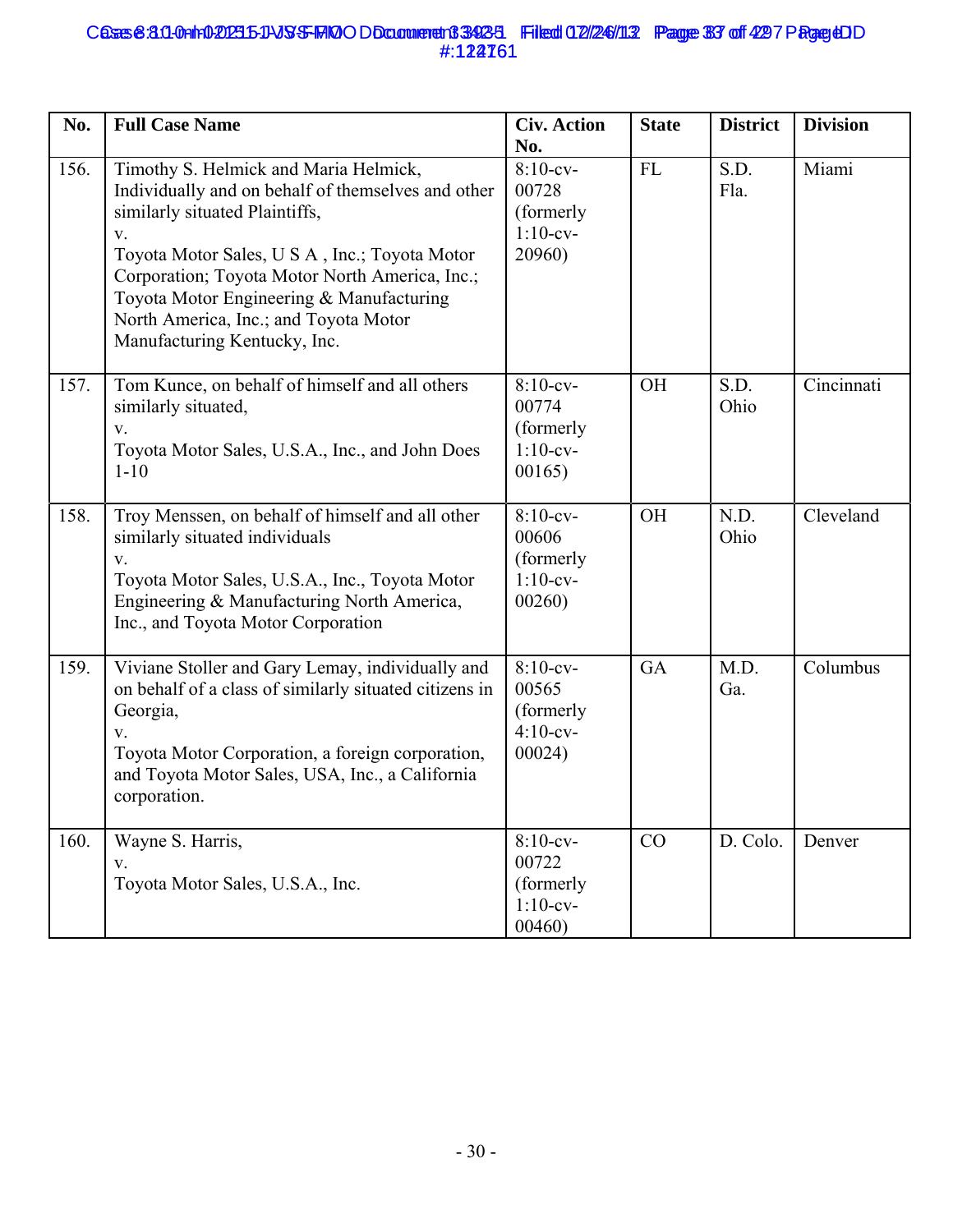| No. | Full Case Name | Civ. Action No. | State | District | Division |
|---|---|---|---|---|---|
| 156. | Timothy S. Helmick and Maria Helmick, Individually and on behalf of themselves and other similarly situated Plaintiffs, v. Toyota Motor Sales, U S A , Inc.; Toyota Motor Corporation; Toyota Motor North America, Inc.; Toyota Motor Engineering & Manufacturing North America, Inc.; and Toyota Motor Manufacturing Kentucky, Inc. | 8:10-cv-00728 (formerly 1:10-cv-20960) | FL | S.D. Fla. | Miami |
| 157. | Tom Kunce, on behalf of himself and all others similarly situated, v. Toyota Motor Sales, U.S.A., Inc., and John Does 1-10 | 8:10-cv-00774 (formerly 1:10-cv-00165) | OH | S.D. Ohio | Cincinnati |
| 158. | Troy Menssen, on behalf of himself and all other similarly situated individuals v. Toyota Motor Sales, U.S.A., Inc., Toyota Motor Engineering & Manufacturing North America, Inc., and Toyota Motor Corporation | 8:10-cv-00606 (formerly 1:10-cv-00260) | OH | N.D. Ohio | Cleveland |
| 159. | Viviane Stoller and Gary Lemay, individually and on behalf of a class of similarly situated citizens in Georgia, v. Toyota Motor Corporation, a foreign corporation, and Toyota Motor Sales, USA, Inc., a California corporation. | 8:10-cv-00565 (formerly 4:10-cv-00024) | GA | M.D. Ga. | Columbus |
| 160. | Wayne S. Harris, v. Toyota Motor Sales, U.S.A., Inc. | 8:10-cv-00722 (formerly 1:10-cv-00460) | CO | D. Colo. | Denver |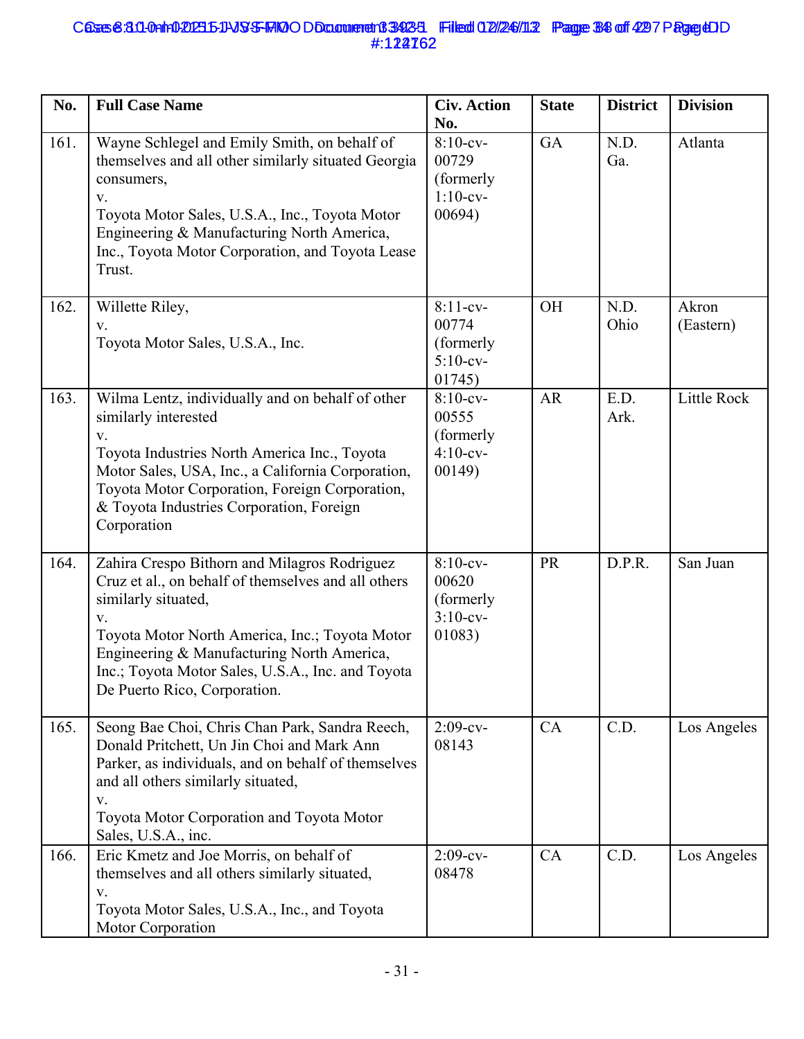| No. | Full Case Name | Civ. Action No. | State | District | Division |
|---|---|---|---|---|---|
| 161. | Wayne Schlegel and Emily Smith, on behalf of themselves and all other similarly situated Georgia consumers, v. Toyota Motor Sales, U.S.A., Inc., Toyota Motor Engineering & Manufacturing North America, Inc., Toyota Motor Corporation, and Toyota Lease Trust. | 8:10-cv-00729 (formerly 1:10-cv-00694) | GA | N.D. Ga. | Atlanta |
| 162. | Willette Riley, v. Toyota Motor Sales, U.S.A., Inc. | 8:11-cv-00774 (formerly 5:10-cv-01745) | OH | N.D. Ohio | Akron (Eastern) |
| 163. | Wilma Lentz, individually and on behalf of other similarly interested v. Toyota Industries North America Inc., Toyota Motor Sales, USA, Inc., a California Corporation, Toyota Motor Corporation, Foreign Corporation, & Toyota Industries Corporation, Foreign Corporation | 8:10-cv-00555 (formerly 4:10-cv-00149) | AR | E.D. Ark. | Little Rock |
| 164. | Zahira Crespo Bithorn and Milagros Rodriguez Cruz et al., on behalf of themselves and all others similarly situated, v. Toyota Motor North America, Inc.; Toyota Motor Engineering & Manufacturing North America, Inc.; Toyota Motor Sales, U.S.A., Inc. and Toyota De Puerto Rico, Corporation. | 8:10-cv-00620 (formerly 3:10-cv-01083) | PR | D.P.R. | San Juan |
| 165. | Seong Bae Choi, Chris Chan Park, Sandra Reech, Donald Pritchett, Un Jin Choi and Mark Ann Parker, as individuals, and on behalf of themselves and all others similarly situated, v. Toyota Motor Corporation and Toyota Motor Sales, U.S.A., inc. | 2:09-cv-08143 | CA | C.D. | Los Angeles |
| 166. | Eric Kmetz and Joe Morris, on behalf of themselves and all others similarly situated, v. Toyota Motor Sales, U.S.A., Inc., and Toyota Motor Corporation | 2:09-cv-08478 | CA | C.D. | Los Angeles |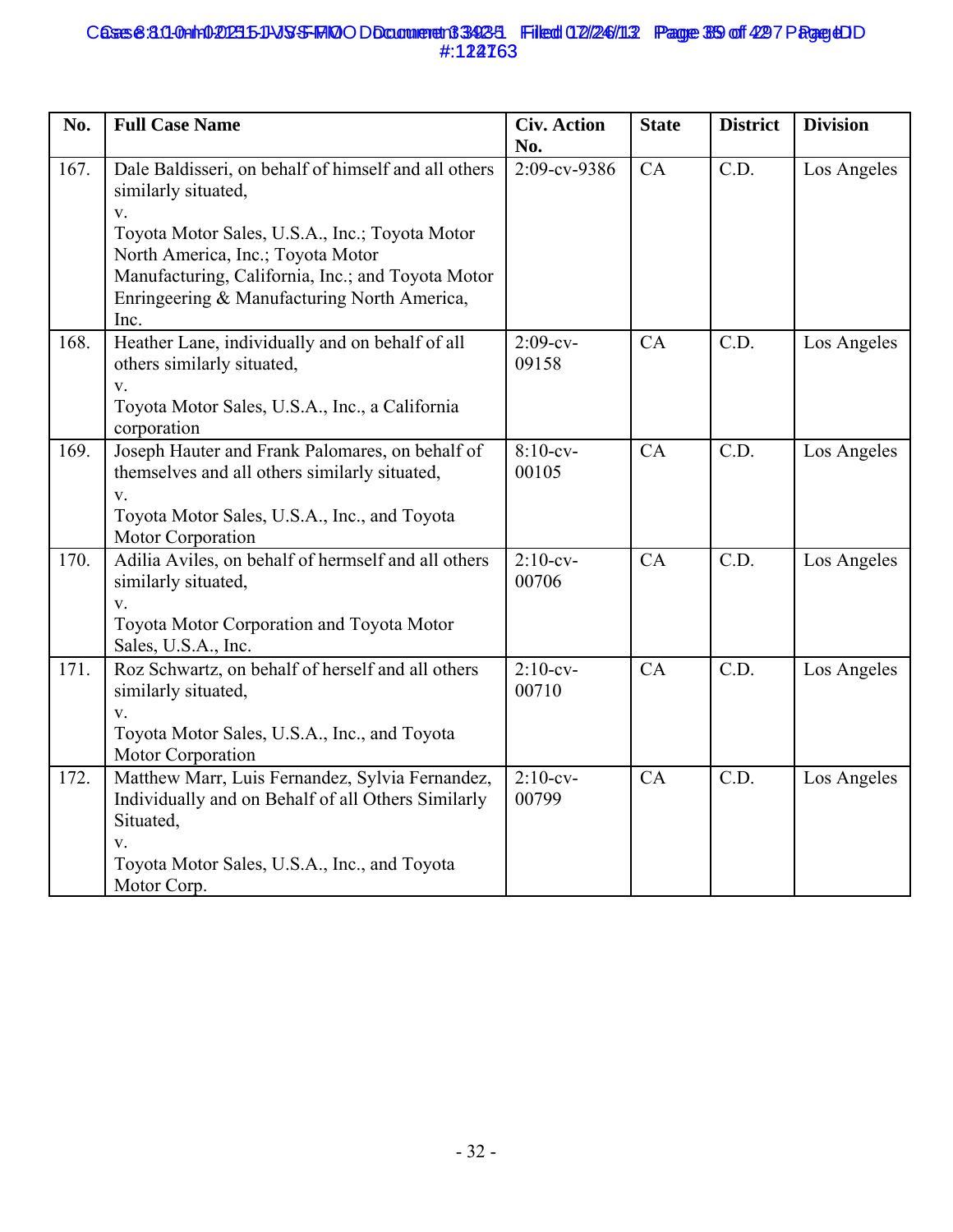| No. | Full Case Name | Civ. Action No. | State | District | Division |
|---|---|---|---|---|---|
| 167. | Dale Baldisseri, on behalf of himself and all others similarly situated, v. Toyota Motor Sales, U.S.A., Inc.; Toyota Motor North America, Inc.; Toyota Motor Manufacturing, California, Inc.; and Toyota Motor Enrringeering & Manufacturing North America, Inc. | 2:09-cv-9386 | CA | C.D. | Los Angeles |
| 168. | Heather Lane, individually and on behalf of all others similarly situated, v. Toyota Motor Sales, U.S.A., Inc., a California corporation | 2:09-cv-09158 | CA | C.D. | Los Angeles |
| 169. | Joseph Hauter and Frank Palomares, on behalf of themselves and all others similarly situated, v. Toyota Motor Sales, U.S.A., Inc., and Toyota Motor Corporation | 8:10-cv-00105 | CA | C.D. | Los Angeles |
| 170. | Adilia Aviles, on behalf of hermself and all others similarly situated, v. Toyota Motor Corporation and Toyota Motor Sales, U.S.A., Inc. | 2:10-cv-00706 | CA | C.D. | Los Angeles |
| 171. | Roz Schwartz, on behalf of herself and all others similarly situated, v. Toyota Motor Sales, U.S.A., Inc., and Toyota Motor Corporation | 2:10-cv-00710 | CA | C.D. | Los Angeles |
| 172. | Matthew Marr, Luis Fernandez, Sylvia Fernandez, Individually and on Behalf of all Others Similarly Situated, v. Toyota Motor Sales, U.S.A., Inc., and Toyota Motor Corp. | 2:10-cv-00799 | CA | C.D. | Los Angeles |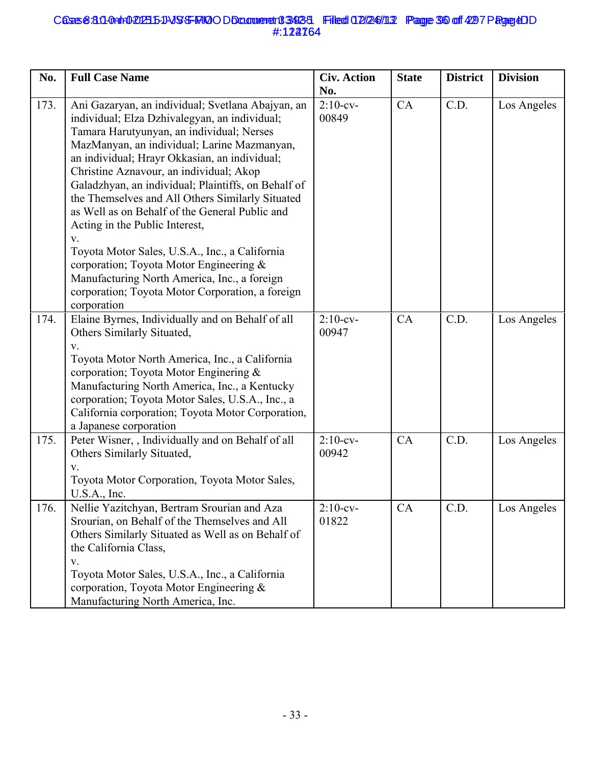| No. | Full Case Name | Civ. Action No. | State | District | Division |
|---|---|---|---|---|---|
| 173. | Ani Gazaryan, an individual; Svetlana Abajyan, an individual; Elza Dzhivalegyan, an individual; Tamara Harutyunyan, an individual; Nerses MazManyan, an individual; Larine Mazmanyan, an individual; Hrayr Okkasian, an individual; Christine Aznavour, an individual; Akop Galadzhyan, an individual; Plaintiffs, on Behalf of the Themselves and All Others Similarly Situated as Well as on Behalf of the General Public and Acting in the Public Interest, v. Toyota Motor Sales, U.S.A., Inc., a California corporation; Toyota Motor Engineering & Manufacturing North America, Inc., a foreign corporation; Toyota Motor Corporation, a foreign corporation | 2:10-cv-00849 | CA | C.D. | Los Angeles |
| 174. | Elaine Byrnes, Individually and on Behalf of all Others Similarly Situated, v. Toyota Motor North America, Inc., a California corporation; Toyota Motor Enginering & Manufacturing North America, Inc., a Kentucky corporation; Toyota Motor Sales, U.S.A., Inc., a California corporation; Toyota Motor Corporation, a Japanese corporation | 2:10-cv-00947 | CA | C.D. | Los Angeles |
| 175. | Peter Wisner, , Individually and on Behalf of all Others Similarly Situated, v. Toyota Motor Corporation, Toyota Motor Sales, U.S.A., Inc. | 2:10-cv-00942 | CA | C.D. | Los Angeles |
| 176. | Nellie Yazitchyan, Bertram Srourian and Aza Srourian, on Behalf of the Themselves and All Others Similarly Situated as Well as on Behalf of the California Class, v. Toyota Motor Sales, U.S.A., Inc., a California corporation, Toyota Motor Engineering & Manufacturing North America, Inc. | 2:10-cv-01822 | CA | C.D. | Los Angeles |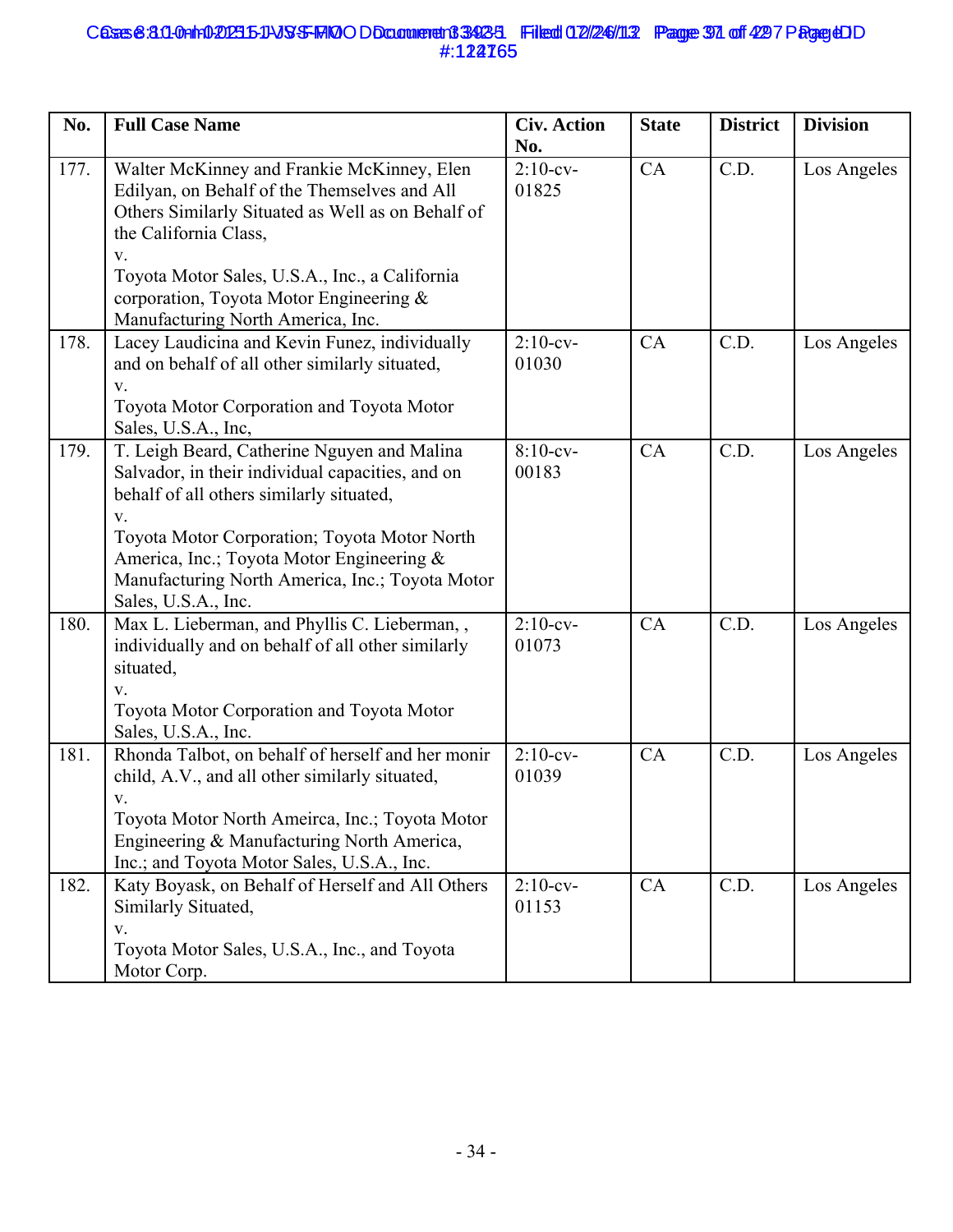| No. | Full Case Name | Civ. Action No. | State | District | Division |
|---|---|---|---|---|---|
| 177. | Walter McKinney and Frankie McKinney, Elen Edilyan, on Behalf of the Themselves and All Others Similarly Situated as Well as on Behalf of the California Class, v. Toyota Motor Sales, U.S.A., Inc., a California corporation, Toyota Motor Engineering & Manufacturing North America, Inc. | 2:10-cv-01825 | CA | C.D. | Los Angeles |
| 178. | Lacey Laudicina and Kevin Funez, individually and on behalf of all other similarly situated, v. Toyota Motor Corporation and Toyota Motor Sales, U.S.A., Inc, | 2:10-cv-01030 | CA | C.D. | Los Angeles |
| 179. | T. Leigh Beard, Catherine Nguyen and Malina Salvador, in their individual capacities, and on behalf of all others similarly situated, v. Toyota Motor Corporation; Toyota Motor North America, Inc.; Toyota Motor Engineering & Manufacturing North America, Inc.; Toyota Motor Sales, U.S.A., Inc. | 8:10-cv-00183 | CA | C.D. | Los Angeles |
| 180. | Max L. Lieberman, and Phyllis C. Lieberman, , individually and on behalf of all other similarly situated, v. Toyota Motor Corporation and Toyota Motor Sales, U.S.A., Inc. | 2:10-cv-01073 | CA | C.D. | Los Angeles |
| 181. | Rhonda Talbot, on behalf of herself and her monir child, A.V., and all other similarly situated, v. Toyota Motor North Ameirca, Inc.; Toyota Motor Engineering & Manufacturing North America, Inc.; and Toyota Motor Sales, U.S.A., Inc. | 2:10-cv-01039 | CA | C.D. | Los Angeles |
| 182. | Katy Boyask, on Behalf of Herself and All Others Similarly Situated, v. Toyota Motor Sales, U.S.A., Inc., and Toyota Motor Corp. | 2:10-cv-01153 | CA | C.D. | Los Angeles |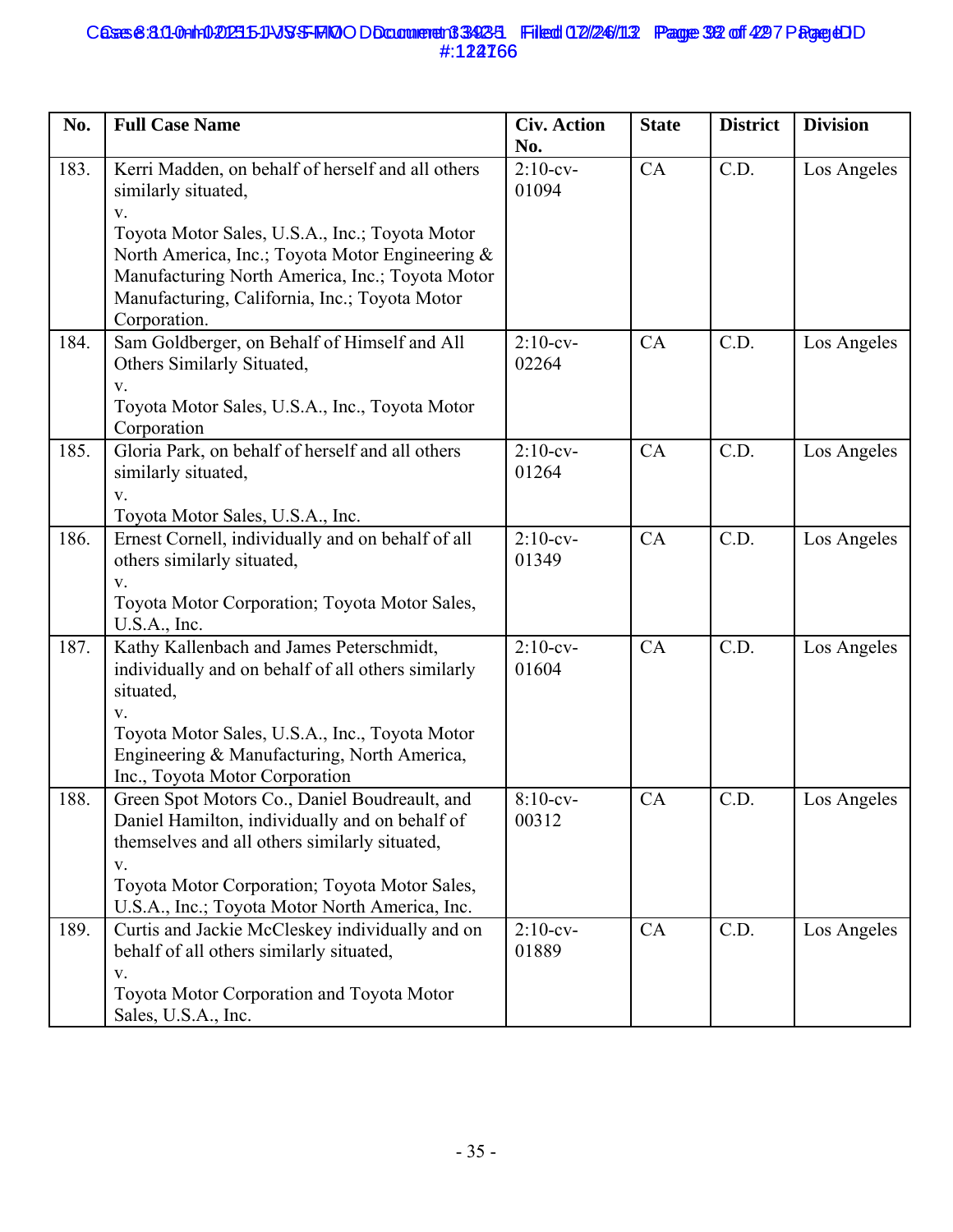| No. | Full Case Name | Civ. Action No. | State | District | Division |
|---|---|---|---|---|---|
| 183. | Kerri Madden, on behalf of herself and all others similarly situated, v. Toyota Motor Sales, U.S.A., Inc.; Toyota Motor North America, Inc.; Toyota Motor Engineering & Manufacturing North America, Inc.; Toyota Motor Manufacturing, California, Inc.; Toyota Motor Corporation. | 2:10-cv-01094 | CA | C.D. | Los Angeles |
| 184. | Sam Goldberger, on Behalf of Himself and All Others Similarly Situated, v. Toyota Motor Sales, U.S.A., Inc., Toyota Motor Corporation | 2:10-cv-02264 | CA | C.D. | Los Angeles |
| 185. | Gloria Park, on behalf of herself and all others similarly situated, v. Toyota Motor Sales, U.S.A., Inc. | 2:10-cv-01264 | CA | C.D. | Los Angeles |
| 186. | Ernest Cornell, individually and on behalf of all others similarly situated, v. Toyota Motor Corporation; Toyota Motor Sales, U.S.A., Inc. | 2:10-cv-01349 | CA | C.D. | Los Angeles |
| 187. | Kathy Kallenbach and James Peterschmidt, individually and on behalf of all others similarly situated, v. Toyota Motor Sales, U.S.A., Inc., Toyota Motor Engineering & Manufacturing, North America, Inc., Toyota Motor Corporation | 2:10-cv-01604 | CA | C.D. | Los Angeles |
| 188. | Green Spot Motors Co., Daniel Boudreault, and Daniel Hamilton, individually and on behalf of themselves and all others similarly situated, v. Toyota Motor Corporation; Toyota Motor Sales, U.S.A., Inc.; Toyota Motor North America, Inc. | 8:10-cv-00312 | CA | C.D. | Los Angeles |
| 189. | Curtis and Jackie McCleskey individually and on behalf of all others similarly situated, v. Toyota Motor Corporation and Toyota Motor Sales, U.S.A., Inc. | 2:10-cv-01889 | CA | C.D. | Los Angeles |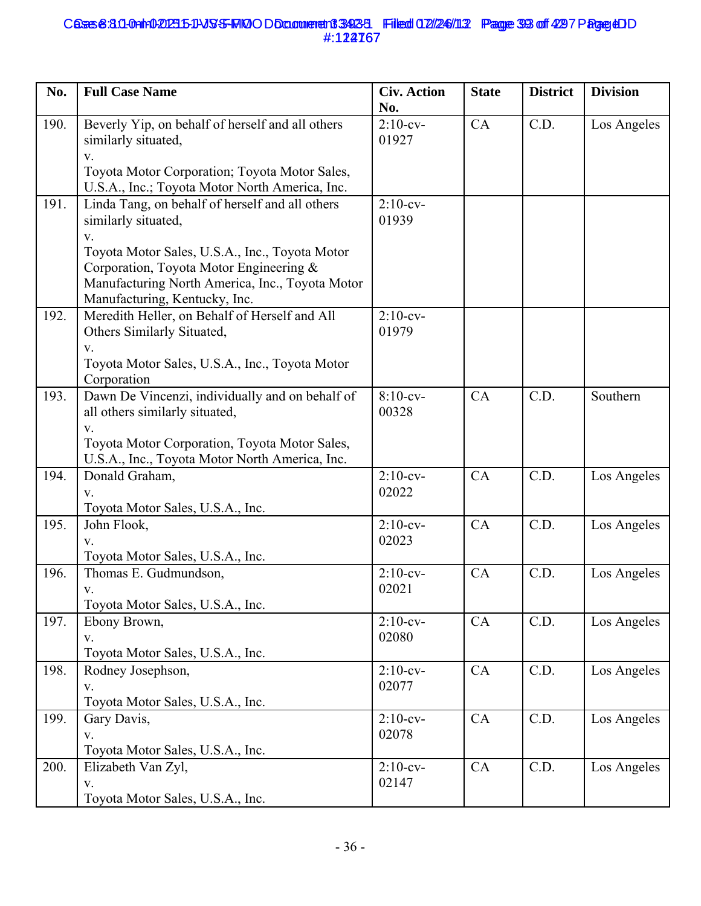| No. | Full Case Name | Civ. Action No. | State | District | Division |
|---|---|---|---|---|---|
| 190. | Beverly Yip, on behalf of herself and all others similarly situated, v. Toyota Motor Corporation; Toyota Motor Sales, U.S.A., Inc.; Toyota Motor North America, Inc. | 2:10-cv-01927 | CA | C.D. | Los Angeles |
| 191. | Linda Tang, on behalf of herself and all others similarly situated, v. Toyota Motor Sales, U.S.A., Inc., Toyota Motor Corporation, Toyota Motor Engineering & Manufacturing North America, Inc., Toyota Motor Manufacturing, Kentucky, Inc. | 2:10-cv-01939 | | | |
| 192. | Meredith Heller, on Behalf of Herself and All Others Similarly Situated, v. Toyota Motor Sales, U.S.A., Inc., Toyota Motor Corporation | 2:10-cv-01979 | | | |
| 193. | Dawn De Vincenzi, individually and on behalf of all others similarly situated, v. Toyota Motor Corporation, Toyota Motor Sales, U.S.A., Inc., Toyota Motor North America, Inc. | 8:10-cv-00328 | CA | C.D. | Southern |
| 194. | Donald Graham, v. Toyota Motor Sales, U.S.A., Inc. | 2:10-cv-02022 | CA | C.D. | Los Angeles |
| 195. | John Flook, v. Toyota Motor Sales, U.S.A., Inc. | 2:10-cv-02023 | CA | C.D. | Los Angeles |
| 196. | Thomas E. Gudmundson, v. Toyota Motor Sales, U.S.A., Inc. | 2:10-cv-02021 | CA | C.D. | Los Angeles |
| 197. | Ebony Brown, v. Toyota Motor Sales, U.S.A., Inc. | 2:10-cv-02080 | CA | C.D. | Los Angeles |
| 198. | Rodney Josephson, v. Toyota Motor Sales, U.S.A., Inc. | 2:10-cv-02077 | CA | C.D. | Los Angeles |
| 199. | Gary Davis, v. Toyota Motor Sales, U.S.A., Inc. | 2:10-cv-02078 | CA | C.D. | Los Angeles |
| 200. | Elizabeth Van Zyl, v. Toyota Motor Sales, U.S.A., Inc. | 2:10-cv-02147 | CA | C.D. | Los Angeles |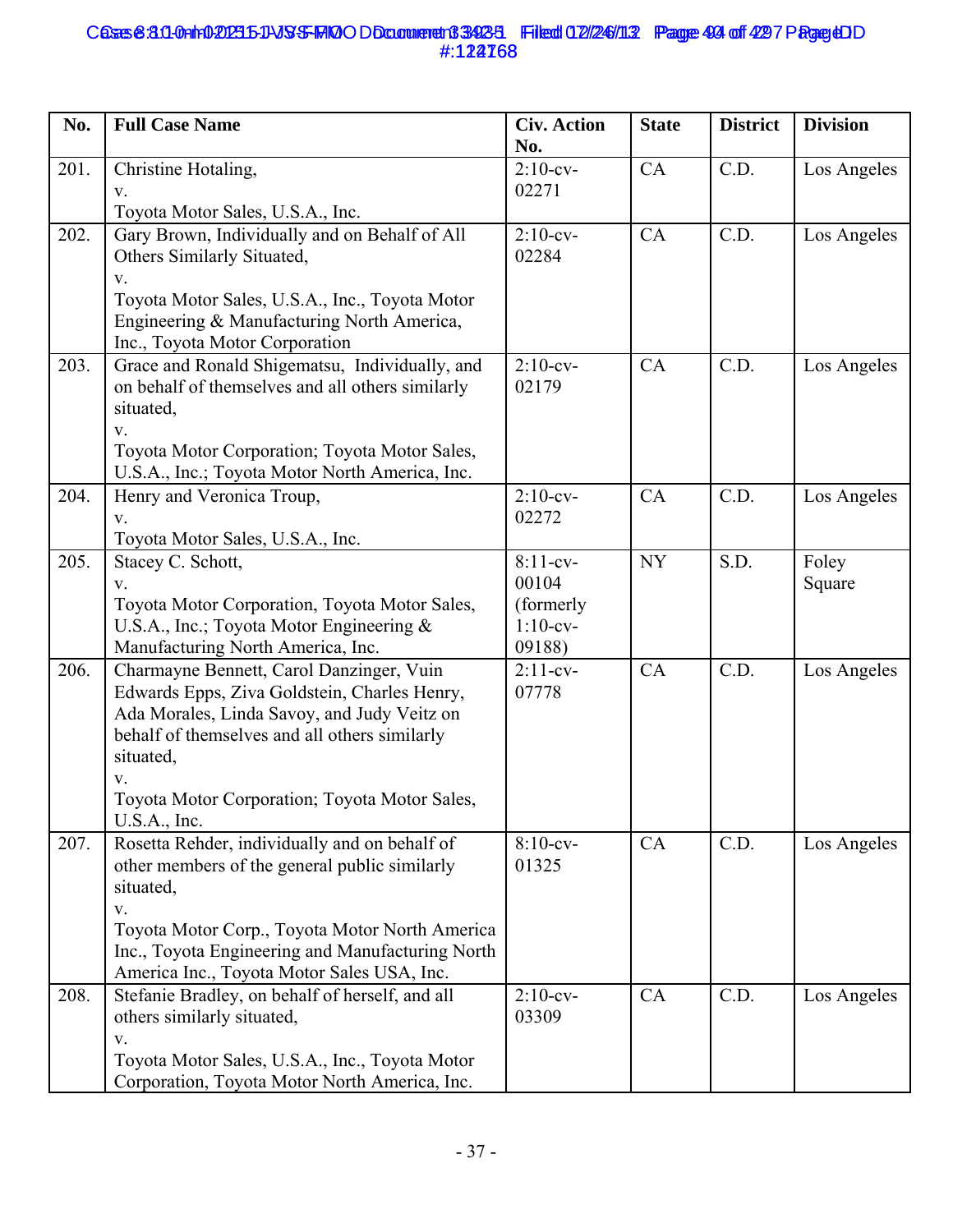| No. | Full Case Name | Civ. Action No. | State | District | Division |
|---|---|---|---|---|---|
| 201. | Christine Hotaling, v. Toyota Motor Sales, U.S.A., Inc. | 2:10-cv-02271 | CA | C.D. | Los Angeles |
| 202. | Gary Brown, Individually and on Behalf of All Others Similarly Situated, v. Toyota Motor Sales, U.S.A., Inc., Toyota Motor Engineering & Manufacturing North America, Inc., Toyota Motor Corporation | 2:10-cv-02284 | CA | C.D. | Los Angeles |
| 203. | Grace and Ronald Shigematsu, Individually, and on behalf of themselves and all others similarly situated, v. Toyota Motor Corporation; Toyota Motor Sales, U.S.A., Inc.; Toyota Motor North America, Inc. | 2:10-cv-02179 | CA | C.D. | Los Angeles |
| 204. | Henry and Veronica Troup, v. Toyota Motor Sales, U.S.A., Inc. | 2:10-cv-02272 | CA | C.D. | Los Angeles |
| 205. | Stacey C. Schott, v. Toyota Motor Corporation, Toyota Motor Sales, U.S.A., Inc.; Toyota Motor Engineering & Manufacturing North America, Inc. | 8:11-cv-00104 (formerly 1:10-cv-09188) | NY | S.D. | Foley Square |
| 206. | Charmayne Bennett, Carol Danzinger, Vuin Edwards Epps, Ziva Goldstein, Charles Henry, Ada Morales, Linda Savoy, and Judy Veitz on behalf of themselves and all others similarly situated, v. Toyota Motor Corporation; Toyota Motor Sales, U.S.A., Inc. | 2:11-cv-07778 | CA | C.D. | Los Angeles |
| 207. | Rosetta Rehder, individually and on behalf of other members of the general public similarly situated, v. Toyota Motor Corp., Toyota Motor North America Inc., Toyota Engineering and Manufacturing North America Inc., Toyota Motor Sales USA, Inc. | 8:10-cv-01325 | CA | C.D. | Los Angeles |
| 208. | Stefanie Bradley, on behalf of herself, and all others similarly situated, v. Toyota Motor Sales, U.S.A., Inc., Toyota Motor Corporation, Toyota Motor North America, Inc. | 2:10-cv-03309 | CA | C.D. | Los Angeles |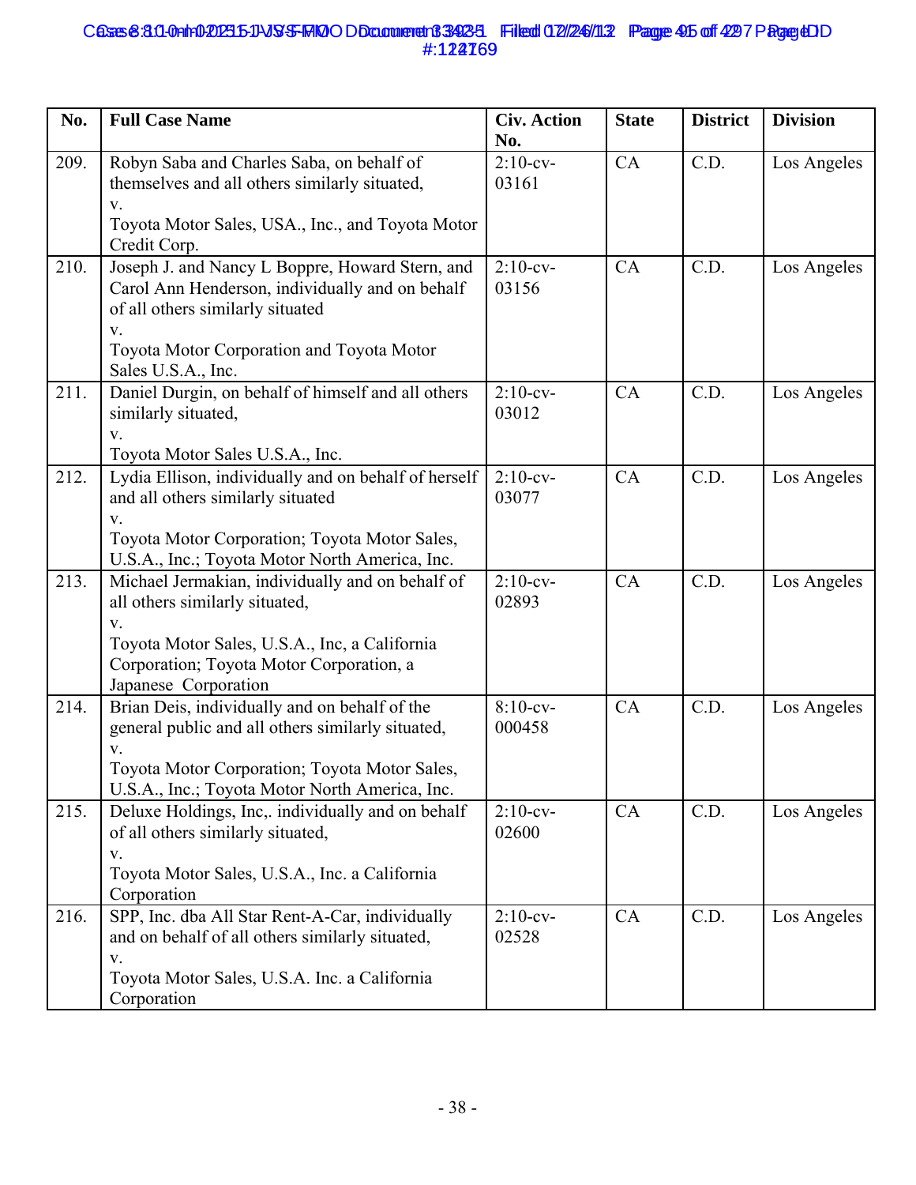| No. | Full Case Name | Civ. Action No. | State | District | Division |
|---|---|---|---|---|---|
| 209. | Robyn Saba and Charles Saba, on behalf of themselves and all others similarly situated, v. Toyota Motor Sales, USA., Inc., and Toyota Motor Credit Corp. | 2:10-cv-03161 | CA | C.D. | Los Angeles |
| 210. | Joseph J. and Nancy L Boppre, Howard Stern, and Carol Ann Henderson, individually and on behalf of all others similarly situated v. Toyota Motor Corporation and Toyota Motor Sales U.S.A., Inc. | 2:10-cv-03156 | CA | C.D. | Los Angeles |
| 211. | Daniel Durgin, on behalf of himself and all others similarly situated, v. Toyota Motor Sales U.S.A., Inc. | 2:10-cv-03012 | CA | C.D. | Los Angeles |
| 212. | Lydia Ellison, individually and on behalf of herself and all others similarly situated v. Toyota Motor Corporation; Toyota Motor Sales, U.S.A., Inc.; Toyota Motor North America, Inc. | 2:10-cv-03077 | CA | C.D. | Los Angeles |
| 213. | Michael Jermakian, individually and on behalf of all others similarly situated, v. Toyota Motor Sales, U.S.A., Inc, a California Corporation; Toyota Motor Corporation, a Japanese Corporation | 2:10-cv-02893 | CA | C.D. | Los Angeles |
| 214. | Brian Deis, individually and on behalf of the general public and all others similarly situated, v. Toyota Motor Corporation; Toyota Motor Sales, U.S.A., Inc.; Toyota Motor North America, Inc. | 8:10-cv-000458 | CA | C.D. | Los Angeles |
| 215. | Deluxe Holdings, Inc,. individually and on behalf of all others similarly situated, v. Toyota Motor Sales, U.S.A., Inc. a California Corporation | 2:10-cv-02600 | CA | C.D. | Los Angeles |
| 216. | SPP, Inc. dba All Star Rent-A-Car, individually and on behalf of all others similarly situated, v. Toyota Motor Sales, U.S.A. Inc. a California Corporation | 2:10-cv-02528 | CA | C.D. | Los Angeles |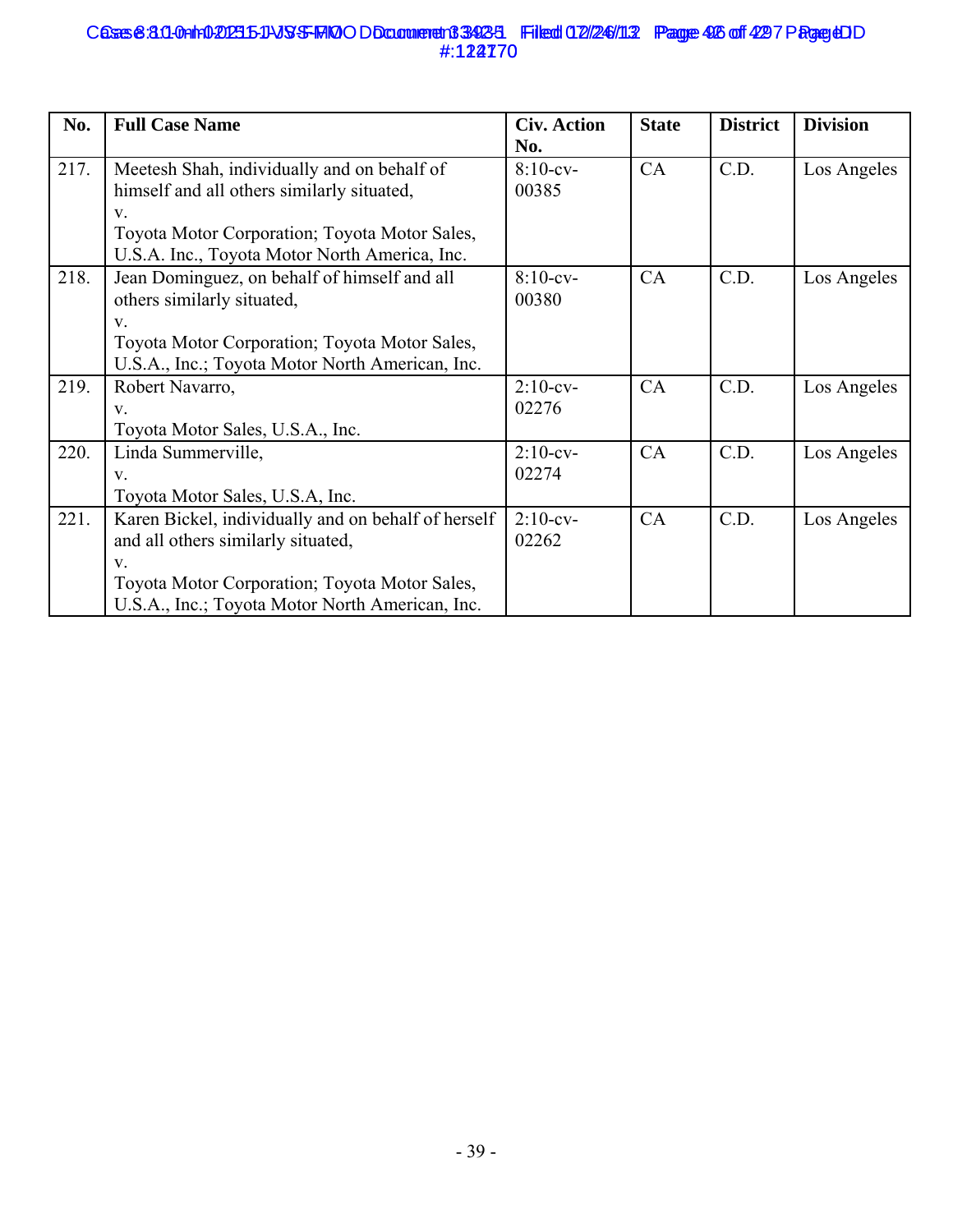| No. | Full Case Name | Civ. Action No. | State | District | Division |
|---|---|---|---|---|---|
| 217. | Meetesh Shah, individually and on behalf of himself and all others similarly situated, v. Toyota Motor Corporation; Toyota Motor Sales, U.S.A. Inc., Toyota Motor North America, Inc. | 8:10-cv-00385 | CA | C.D. | Los Angeles |
| 218. | Jean Dominguez, on behalf of himself and all others similarly situated, v. Toyota Motor Corporation; Toyota Motor Sales, U.S.A., Inc.; Toyota Motor North American, Inc. | 8:10-cv-00380 | CA | C.D. | Los Angeles |
| 219. | Robert Navarro, v. Toyota Motor Sales, U.S.A., Inc. | 2:10-cv-02276 | CA | C.D. | Los Angeles |
| 220. | Linda Summerville, v. Toyota Motor Sales, U.S.A, Inc. | 2:10-cv-02274 | CA | C.D. | Los Angeles |
| 221. | Karen Bickel, individually and on behalf of herself and all others similarly situated, v. Toyota Motor Corporation; Toyota Motor Sales, U.S.A., Inc.; Toyota Motor North American, Inc. | 2:10-cv-02262 | CA | C.D. | Los Angeles |